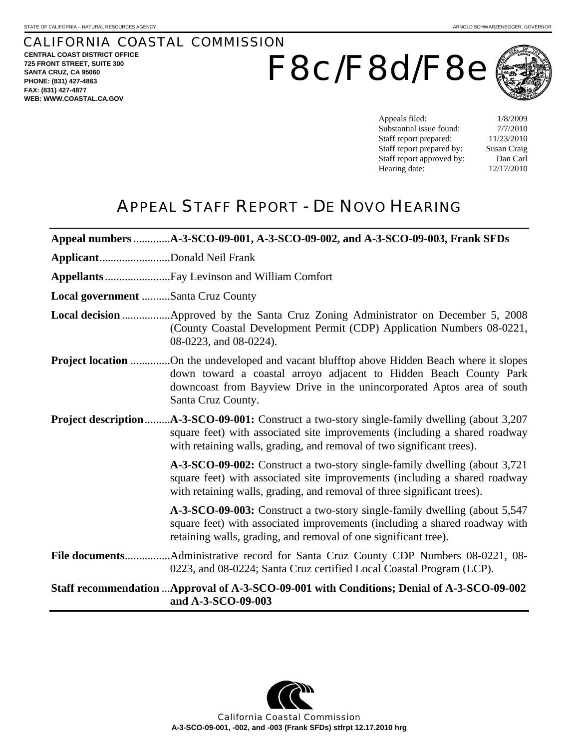STATE OF CALIFORNIA – NATURAL RESOURCES AGENCY

ARNOLD SCHWARZENEGGER, GOVERNOR

# CALIFORNIA COASTAL COMMISSION

**CENTRAL COAST DISTRICT OFFICE**
**725 FRONT STREET, SUITE 300**
**SANTA CRUZ, CA 95060**
**PHONE: (831) 427-4863**
**FAX: (831) 427-4877**
**WEB: WWW.COASTAL.CA.GOV**

# F8c/F8d/F8e

| | |
|---|---|
| Appeals filed: | 1/8/2009 |
| Substantial issue found: | 7/7/2010 |
| Staff report prepared: | 11/23/2010 |
| Staff report prepared by: | Susan Craig |
| Staff report approved by: | Dan Carl |
| Hearing date: | 12/17/2010 |

## APPEAL STAFF REPORT - DE NOVO HEARING

**Appeal numbers** ............**A-3-SCO-09-001, A-3-SCO-09-002, and A-3-SCO-09-003, Frank SFDs**

**Applicant**.........................Donald Neil Frank

**Appellants**.......................Fay Levinson and William Comfort

**Local government** ..........Santa Cruz County

**Local decision** .................Approved by the Santa Cruz Zoning Administrator on December 5, 2008 (County Coastal Development Permit (CDP) Application Numbers 08-0221, 08-0223, and 08-0224).

**Project location** ..............On the undeveloped and vacant blufftop above Hidden Beach where it slopes down toward a coastal arroyo adjacent to Hidden Beach County Park downcoast from Bayview Drive in the unincorporated Aptos area of south Santa Cruz County.

**Project description**.........**A-3-SCO-09-001:** Construct a two-story single-family dwelling (about 3,207 square feet) with associated site improvements (including a shared roadway with retaining walls, grading, and removal of two significant trees).

**A-3-SCO-09-002:** Construct a two-story single-family dwelling (about 3,721 square feet) with associated site improvements (including a shared roadway with retaining walls, grading, and removal of three significant trees).

**A-3-SCO-09-003:** Construct a two-story single-family dwelling (about 5,547 square feet) with associated improvements (including a shared roadway with retaining walls, grading, and removal of one significant tree).

**File documents**................Administrative record for Santa Cruz County CDP Numbers 08-0221, 08-0223, and 08-0224; Santa Cruz certified Local Coastal Program (LCP).

**Staff recommendation** ...**Approval of A-3-SCO-09-001 with Conditions; Denial of A-3-SCO-09-002 and A-3-SCO-09-003**

California Coastal Commission
**A-3-SCO-09-001, -002, and -003 (Frank SFDs) stfrpt 12.17.2010 hrg**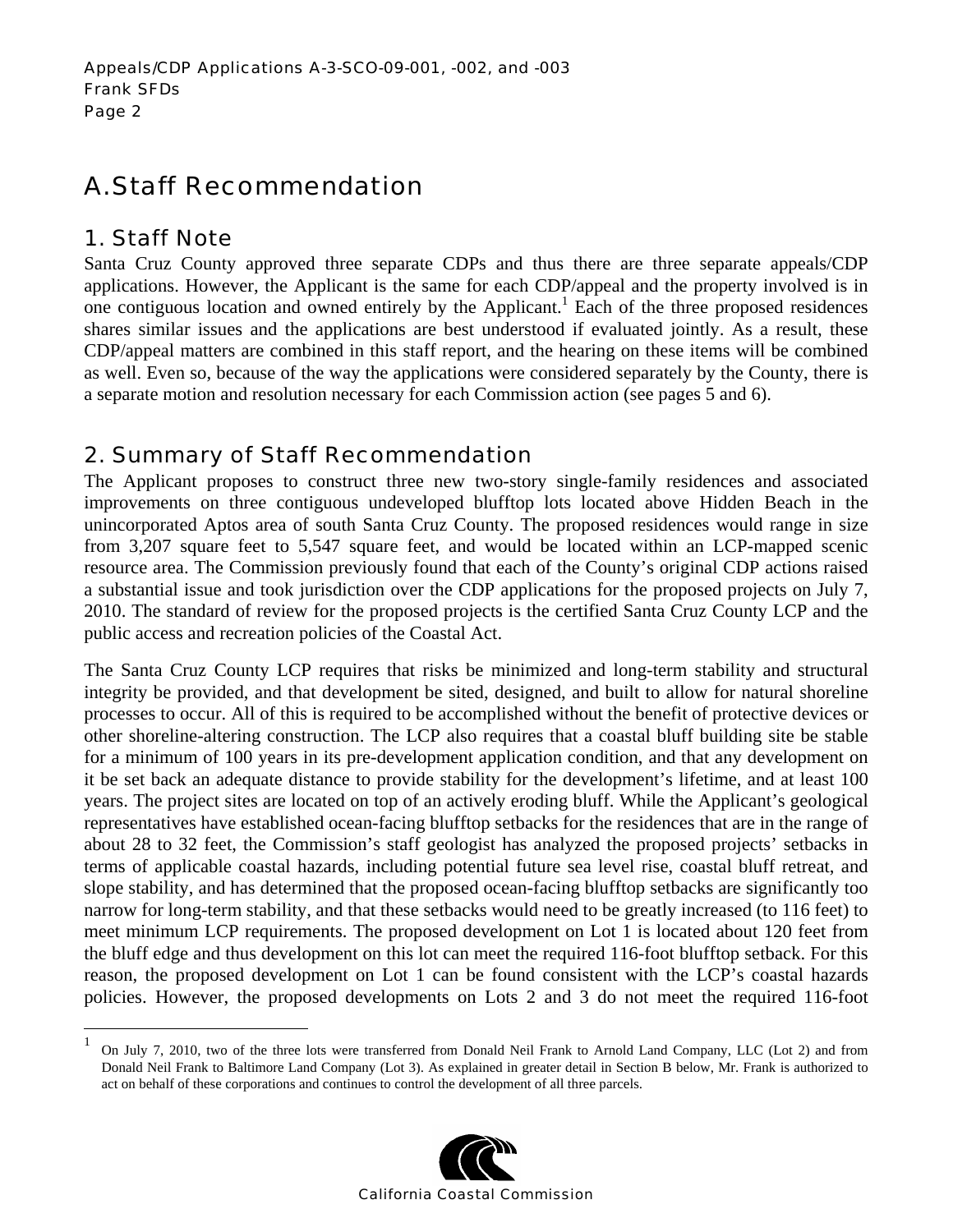# A. Staff Recommendation

## 1. Staff Note

Santa Cruz County approved three separate CDPs and thus there are three separate appeals/CDP applications. However, the Applicant is the same for each CDP/appeal and the property involved is in one contiguous location and owned entirely by the Applicant.[1] Each of the three proposed residences shares similar issues and the applications are best understood if evaluated jointly. As a result, these CDP/appeal matters are combined in this staff report, and the hearing on these items will be combined as well. Even so, because of the way the applications were considered separately by the County, there is a separate motion and resolution necessary for each Commission action (see pages 5 and 6).

## 2. Summary of Staff Recommendation

The Applicant proposes to construct three new two-story single-family residences and associated improvements on three contiguous undeveloped blufftop lots located above Hidden Beach in the unincorporated Aptos area of south Santa Cruz County. The proposed residences would range in size from 3,207 square feet to 5,547 square feet, and would be located within an LCP-mapped scenic resource area. The Commission previously found that each of the County's original CDP actions raised a substantial issue and took jurisdiction over the CDP applications for the proposed projects on July 7, 2010. The standard of review for the proposed projects is the certified Santa Cruz County LCP and the public access and recreation policies of the Coastal Act.

The Santa Cruz County LCP requires that risks be minimized and long-term stability and structural integrity be provided, and that development be sited, designed, and built to allow for natural shoreline processes to occur. All of this is required to be accomplished without the benefit of protective devices or other shoreline-altering construction. The LCP also requires that a coastal bluff building site be stable for a minimum of 100 years in its pre-development application condition, and that any development on it be set back an adequate distance to provide stability for the development's lifetime, and at least 100 years. The project sites are located on top of an actively eroding bluff. While the Applicant's geological representatives have established ocean-facing blufftop setbacks for the residences that are in the range of about 28 to 32 feet, the Commission's staff geologist has analyzed the proposed projects' setbacks in terms of applicable coastal hazards, including potential future sea level rise, coastal bluff retreat, and slope stability, and has determined that the proposed ocean-facing blufftop setbacks are significantly too narrow for long-term stability, and that these setbacks would need to be greatly increased (to 116 feet) to meet minimum LCP requirements. The proposed development on Lot 1 is located about 120 feet from the bluff edge and thus development on this lot can meet the required 116-foot blufftop setback. For this reason, the proposed development on Lot 1 can be found consistent with the LCP's coastal hazards policies. However, the proposed developments on Lots 2 and 3 do not meet the required 116-foot

[1] On July 7, 2010, two of the three lots were transferred from Donald Neil Frank to Arnold Land Company, LLC (Lot 2) and from Donald Neil Frank to Baltimore Land Company (Lot 3). As explained in greater detail in Section B below, Mr. Frank is authorized to act on behalf of these corporations and continues to control the development of all three parcels.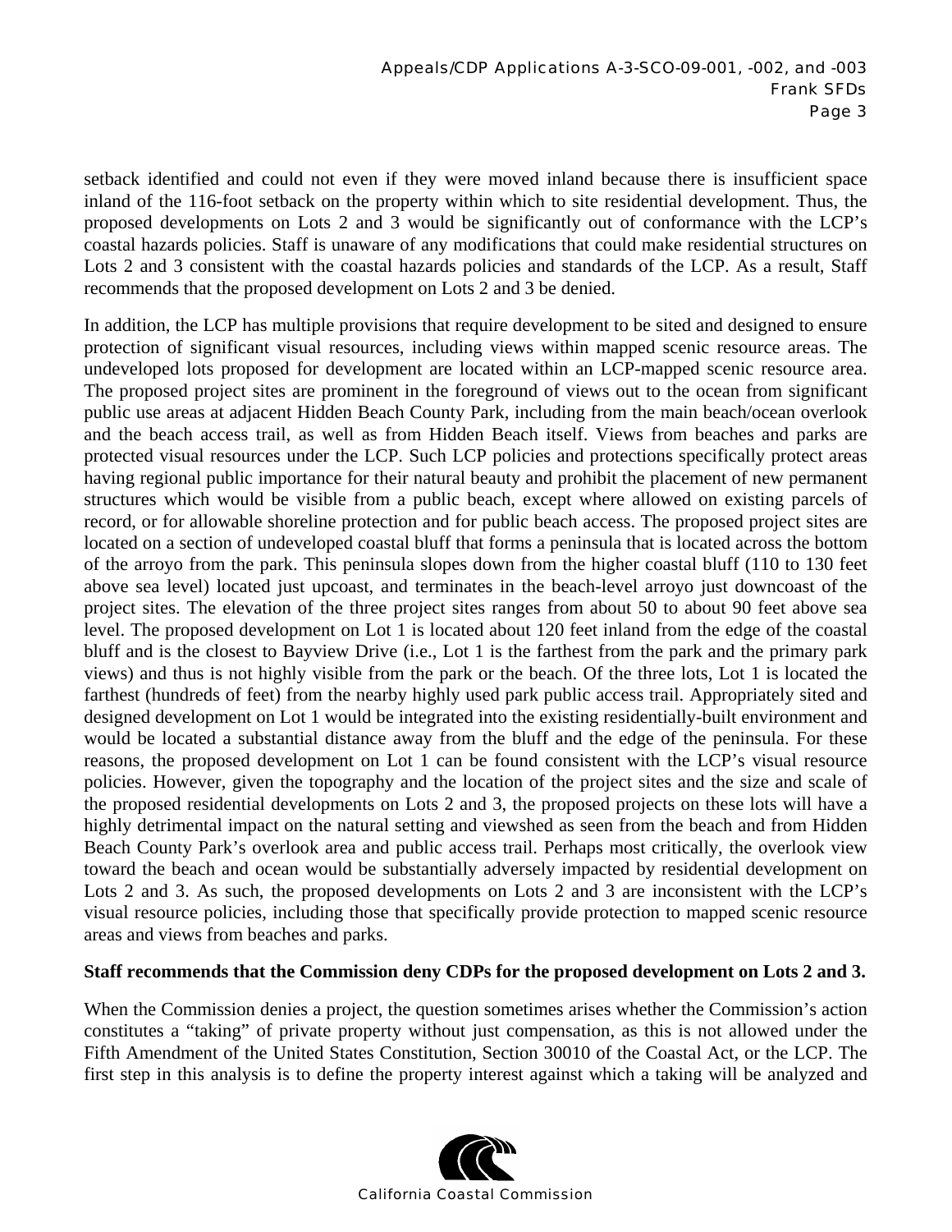setback identified and could not even if they were moved inland because there is insufficient space inland of the 116-foot setback on the property within which to site residential development. Thus, the proposed developments on Lots 2 and 3 would be significantly out of conformance with the LCP's coastal hazards policies. Staff is unaware of any modifications that could make residential structures on Lots 2 and 3 consistent with the coastal hazards policies and standards of the LCP. As a result, Staff recommends that the proposed development on Lots 2 and 3 be denied.

In addition, the LCP has multiple provisions that require development to be sited and designed to ensure protection of significant visual resources, including views within mapped scenic resource areas. The undeveloped lots proposed for development are located within an LCP-mapped scenic resource area. The proposed project sites are prominent in the foreground of views out to the ocean from significant public use areas at adjacent Hidden Beach County Park, including from the main beach/ocean overlook and the beach access trail, as well as from Hidden Beach itself. Views from beaches and parks are protected visual resources under the LCP. Such LCP policies and protections specifically protect areas having regional public importance for their natural beauty and prohibit the placement of new permanent structures which would be visible from a public beach, except where allowed on existing parcels of record, or for allowable shoreline protection and for public beach access. The proposed project sites are located on a section of undeveloped coastal bluff that forms a peninsula that is located across the bottom of the arroyo from the park. This peninsula slopes down from the higher coastal bluff (110 to 130 feet above sea level) located just upcoast, and terminates in the beach-level arroyo just downcoast of the project sites. The elevation of the three project sites ranges from about 50 to about 90 feet above sea level. The proposed development on Lot 1 is located about 120 feet inland from the edge of the coastal bluff and is the closest to Bayview Drive (i.e., Lot 1 is the farthest from the park and the primary park views) and thus is not highly visible from the park or the beach. Of the three lots, Lot 1 is located the farthest (hundreds of feet) from the nearby highly used park public access trail. Appropriately sited and designed development on Lot 1 would be integrated into the existing residentially-built environment and would be located a substantial distance away from the bluff and the edge of the peninsula. For these reasons, the proposed development on Lot 1 can be found consistent with the LCP's visual resource policies. However, given the topography and the location of the project sites and the size and scale of the proposed residential developments on Lots 2 and 3, the proposed projects on these lots will have a highly detrimental impact on the natural setting and viewshed as seen from the beach and from Hidden Beach County Park's overlook area and public access trail. Perhaps most critically, the overlook view toward the beach and ocean would be substantially adversely impacted by residential development on Lots 2 and 3. As such, the proposed developments on Lots 2 and 3 are inconsistent with the LCP's visual resource policies, including those that specifically provide protection to mapped scenic resource areas and views from beaches and parks.

**Staff recommends that the Commission deny CDPs for the proposed development on Lots 2 and 3.**

When the Commission denies a project, the question sometimes arises whether the Commission's action constitutes a "taking" of private property without just compensation, as this is not allowed under the Fifth Amendment of the United States Constitution, Section 30010 of the Coastal Act, or the LCP. The first step in this analysis is to define the property interest against which a taking will be analyzed and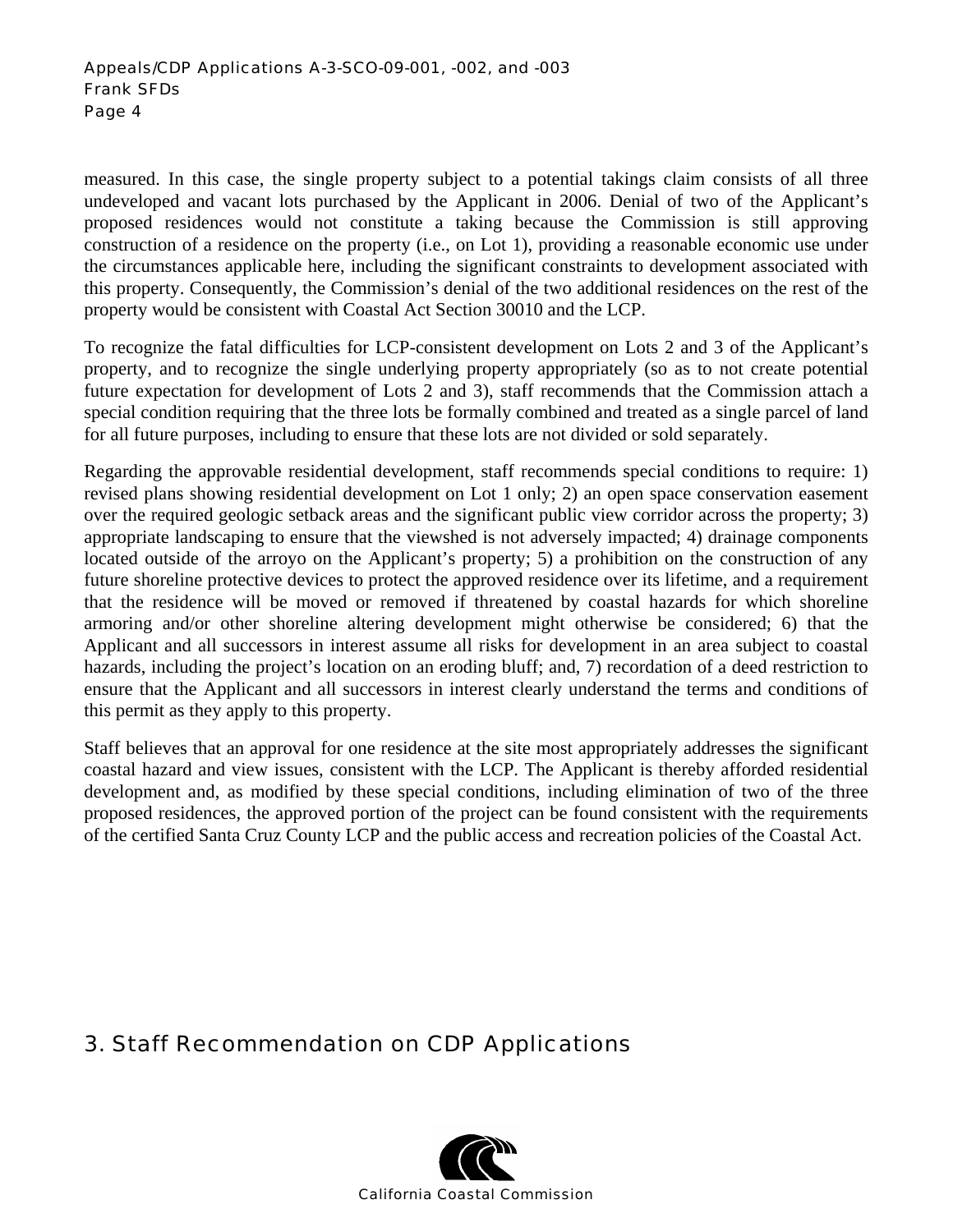measured. In this case, the single property subject to a potential takings claim consists of all three undeveloped and vacant lots purchased by the Applicant in 2006. Denial of two of the Applicant's proposed residences would not constitute a taking because the Commission is still approving construction of a residence on the property (i.e., on Lot 1), providing a reasonable economic use under the circumstances applicable here, including the significant constraints to development associated with this property. Consequently, the Commission's denial of the two additional residences on the rest of the property would be consistent with Coastal Act Section 30010 and the LCP.

To recognize the fatal difficulties for LCP-consistent development on Lots 2 and 3 of the Applicant's property, and to recognize the single underlying property appropriately (so as to not create potential future expectation for development of Lots 2 and 3), staff recommends that the Commission attach a special condition requiring that the three lots be formally combined and treated as a single parcel of land for all future purposes, including to ensure that these lots are not divided or sold separately.

Regarding the approvable residential development, staff recommends special conditions to require: 1) revised plans showing residential development on Lot 1 only; 2) an open space conservation easement over the required geologic setback areas and the significant public view corridor across the property; 3) appropriate landscaping to ensure that the viewshed is not adversely impacted; 4) drainage components located outside of the arroyo on the Applicant's property; 5) a prohibition on the construction of any future shoreline protective devices to protect the approved residence over its lifetime, and a requirement that the residence will be moved or removed if threatened by coastal hazards for which shoreline armoring and/or other shoreline altering development might otherwise be considered; 6) that the Applicant and all successors in interest assume all risks for development in an area subject to coastal hazards, including the project's location on an eroding bluff; and, 7) recordation of a deed restriction to ensure that the Applicant and all successors in interest clearly understand the terms and conditions of this permit as they apply to this property.

Staff believes that an approval for one residence at the site most appropriately addresses the significant coastal hazard and view issues, consistent with the LCP. The Applicant is thereby afforded residential development and, as modified by these special conditions, including elimination of two of the three proposed residences, the approved portion of the project can be found consistent with the requirements of the certified Santa Cruz County LCP and the public access and recreation policies of the Coastal Act.

## 3. Staff Recommendation on CDP Applications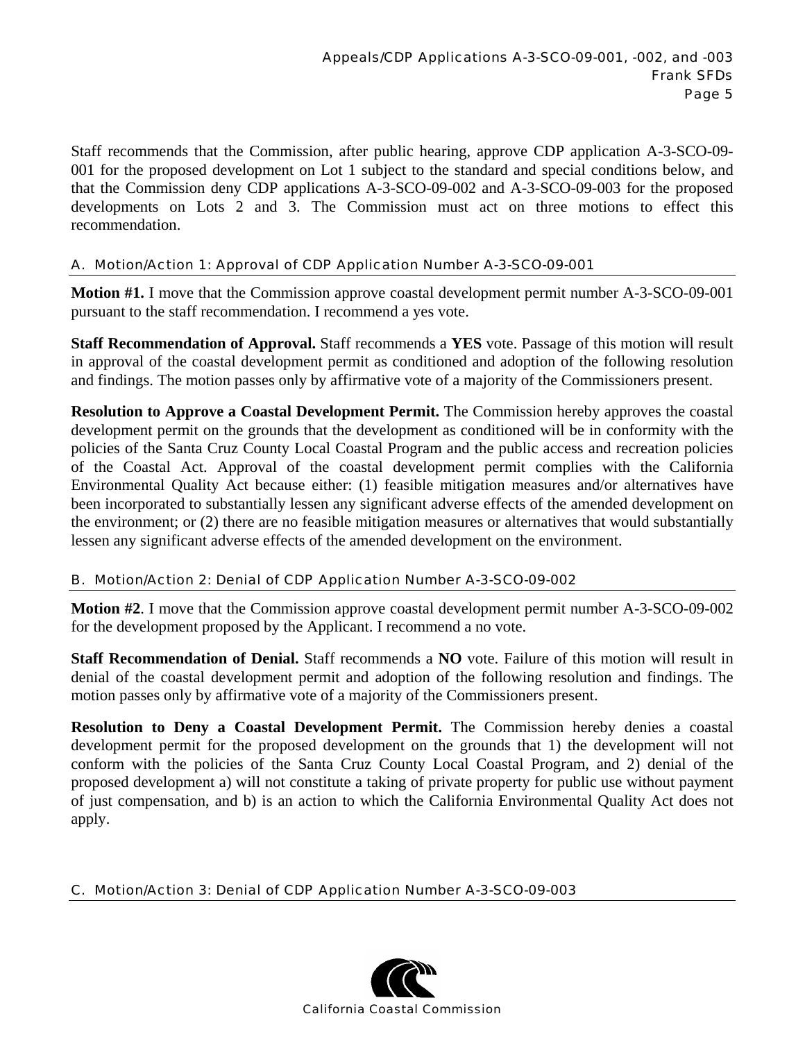Staff recommends that the Commission, after public hearing, approve CDP application A-3-SCO-09-001 for the proposed development on Lot 1 subject to the standard and special conditions below, and that the Commission deny CDP applications A-3-SCO-09-002 and A-3-SCO-09-003 for the proposed developments on Lots 2 and 3. The Commission must act on three motions to effect this recommendation.

### A. Motion/Action 1: Approval of CDP Application Number A-3-SCO-09-001

**Motion #1.** I move that the Commission approve coastal development permit number A-3-SCO-09-001 pursuant to the staff recommendation. I recommend a yes vote.

**Staff Recommendation of Approval.** Staff recommends a **YES** vote. Passage of this motion will result in approval of the coastal development permit as conditioned and adoption of the following resolution and findings. The motion passes only by affirmative vote of a majority of the Commissioners present.

**Resolution to Approve a Coastal Development Permit.** The Commission hereby approves the coastal development permit on the grounds that the development as conditioned will be in conformity with the policies of the Santa Cruz County Local Coastal Program and the public access and recreation policies of the Coastal Act. Approval of the coastal development permit complies with the California Environmental Quality Act because either: (1) feasible mitigation measures and/or alternatives have been incorporated to substantially lessen any significant adverse effects of the amended development on the environment; or (2) there are no feasible mitigation measures or alternatives that would substantially lessen any significant adverse effects of the amended development on the environment.

### B. Motion/Action 2: Denial of CDP Application Number A-3-SCO-09-002

**Motion #2**. I move that the Commission approve coastal development permit number A-3-SCO-09-002 for the development proposed by the Applicant. I recommend a no vote.

**Staff Recommendation of Denial.** Staff recommends a **NO** vote. Failure of this motion will result in denial of the coastal development permit and adoption of the following resolution and findings. The motion passes only by affirmative vote of a majority of the Commissioners present.

**Resolution to Deny a Coastal Development Permit.** The Commission hereby denies a coastal development permit for the proposed development on the grounds that 1) the development will not conform with the policies of the Santa Cruz County Local Coastal Program, and 2) denial of the proposed development a) will not constitute a taking of private property for public use without payment of just compensation, and b) is an action to which the California Environmental Quality Act does not apply.

### C. Motion/Action 3: Denial of CDP Application Number A-3-SCO-09-003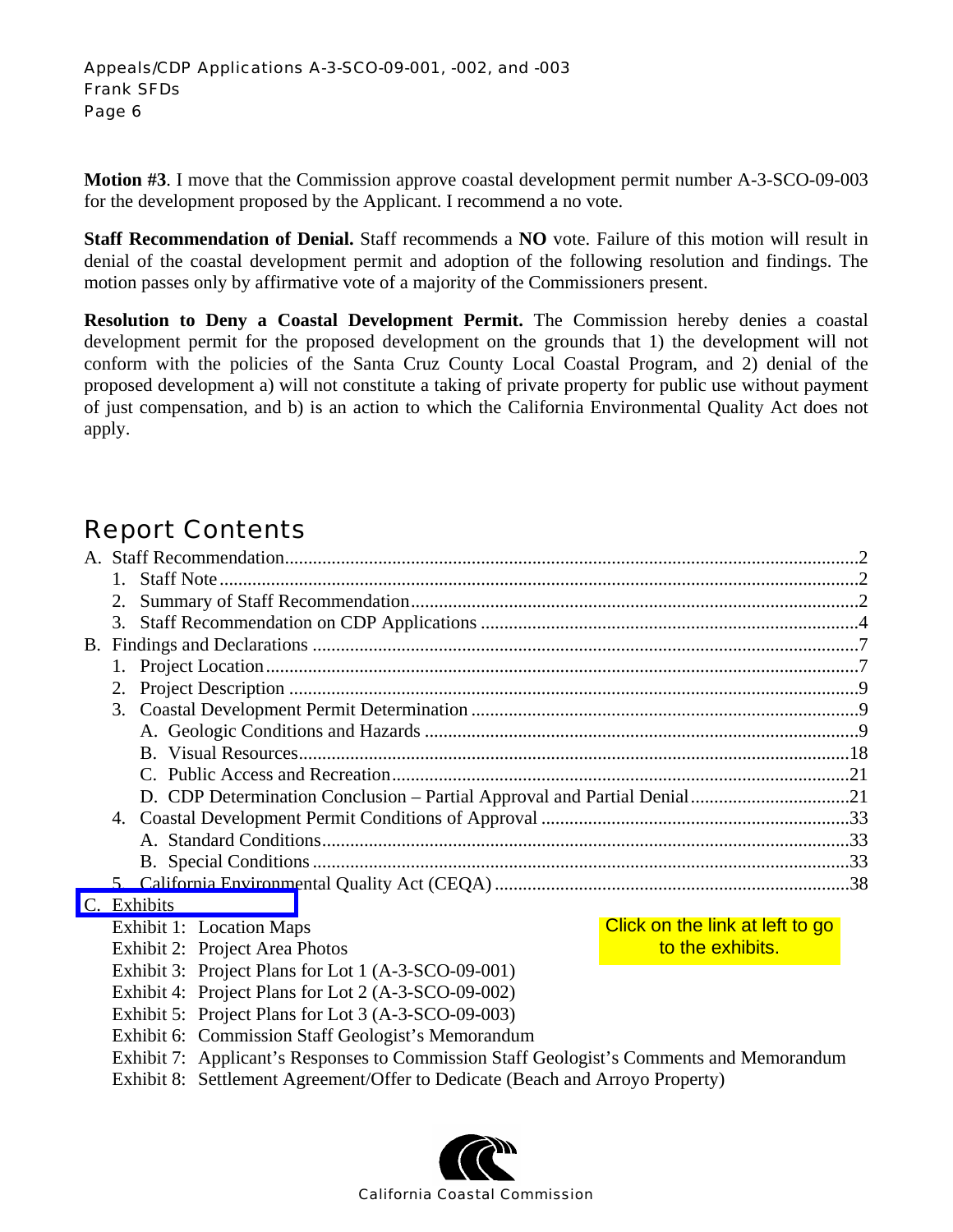**Motion #3**. I move that the Commission approve coastal development permit number A-3-SCO-09-003 for the development proposed by the Applicant. I recommend a no vote.

**Staff Recommendation of Denial.** Staff recommends a **NO** vote. Failure of this motion will result in denial of the coastal development permit and adoption of the following resolution and findings. The motion passes only by affirmative vote of a majority of the Commissioners present.

**Resolution to Deny a Coastal Development Permit.** The Commission hereby denies a coastal development permit for the proposed development on the grounds that 1) the development will not conform with the policies of the Santa Cruz County Local Coastal Program, and 2) denial of the proposed development a) will not constitute a taking of private property for public use without payment of just compensation, and b) is an action to which the California Environmental Quality Act does not apply.

## Report Contents

A. Staff Recommendation....................................................2
- 1. Staff Note....................................................2
- 2. Summary of Staff Recommendation....................................................2
- 3. Staff Recommendation on CDP Applications....................................................4

B. Findings and Declarations....................................................7
- 1. Project Location....................................................7
- 2. Project Description....................................................9
- 3. Coastal Development Permit Determination....................................................9
  - A. Geologic Conditions and Hazards....................................................9
  - B. Visual Resources....................................................18
  - C. Public Access and Recreation....................................................21
  - D. CDP Determination Conclusion – Partial Approval and Partial Denial....................................................21
- 4. Coastal Development Permit Conditions of Approval....................................................33
  - A. Standard Conditions....................................................33
  - B. Special Conditions....................................................33
- 5. California Environmental Quality Act (CEQA)....................................................38

C. Exhibits

Click on the link at left to go to the exhibits.

- Exhibit 1: Location Maps
- Exhibit 2: Project Area Photos
- Exhibit 3: Project Plans for Lot 1 (A-3-SCO-09-001)
- Exhibit 4: Project Plans for Lot 2 (A-3-SCO-09-002)
- Exhibit 5: Project Plans for Lot 3 (A-3-SCO-09-003)
- Exhibit 6: Commission Staff Geologist's Memorandum
- Exhibit 7: Applicant's Responses to Commission Staff Geologist's Comments and Memorandum
- Exhibit 8: Settlement Agreement/Offer to Dedicate (Beach and Arroyo Property)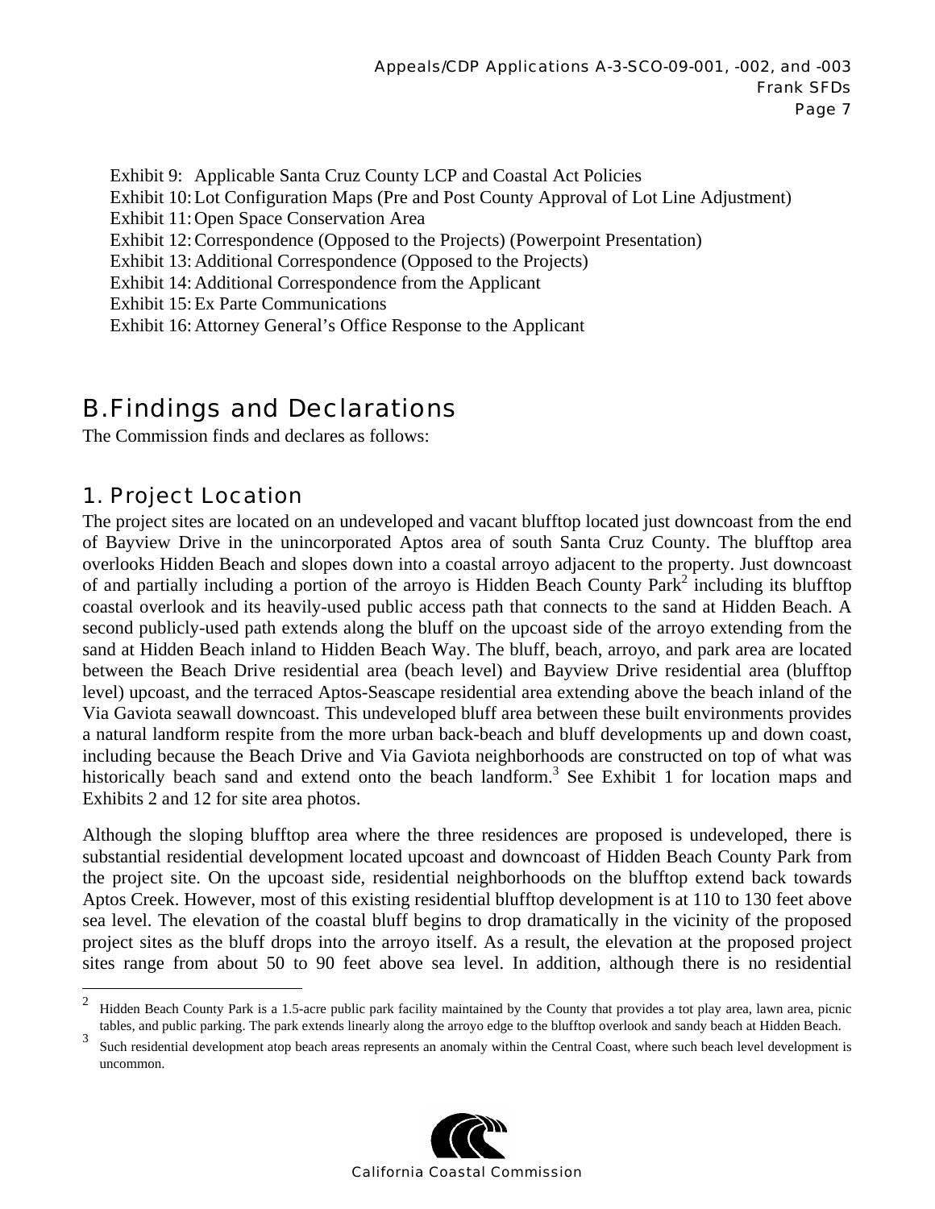Exhibit 9: Applicable Santa Cruz County LCP and Coastal Act Policies
Exhibit 10: Lot Configuration Maps (Pre and Post County Approval of Lot Line Adjustment)
Exhibit 11: Open Space Conservation Area
Exhibit 12: Correspondence (Opposed to the Projects) (Powerpoint Presentation)
Exhibit 13: Additional Correspondence (Opposed to the Projects)
Exhibit 14: Additional Correspondence from the Applicant
Exhibit 15: Ex Parte Communications
Exhibit 16: Attorney General's Office Response to the Applicant

## B. Findings and Declarations

The Commission finds and declares as follows:

### 1. Project Location

The project sites are located on an undeveloped and vacant blufftop located just downcoast from the end of Bayview Drive in the unincorporated Aptos area of south Santa Cruz County. The blufftop area overlooks Hidden Beach and slopes down into a coastal arroyo adjacent to the property. Just downcoast of and partially including a portion of the arroyo is Hidden Beach County Park[2] including its blufftop coastal overlook and its heavily-used public access path that connects to the sand at Hidden Beach. A second publicly-used path extends along the bluff on the upcoast side of the arroyo extending from the sand at Hidden Beach inland to Hidden Beach Way. The bluff, beach, arroyo, and park area are located between the Beach Drive residential area (beach level) and Bayview Drive residential area (blufftop level) upcoast, and the terraced Aptos-Seascape residential area extending above the beach inland of the Via Gaviota seawall downcoast. This undeveloped bluff area between these built environments provides a natural landform respite from the more urban back-beach and bluff developments up and down coast, including because the Beach Drive and Via Gaviota neighborhoods are constructed on top of what was historically beach sand and extend onto the beach landform.[3] See Exhibit 1 for location maps and Exhibits 2 and 12 for site area photos.

Although the sloping blufftop area where the three residences are proposed is undeveloped, there is substantial residential development located upcoast and downcoast of Hidden Beach County Park from the project site. On the upcoast side, residential neighborhoods on the blufftop extend back towards Aptos Creek. However, most of this existing residential blufftop development is at 110 to 130 feet above sea level. The elevation of the coastal bluff begins to drop dramatically in the vicinity of the proposed project sites as the bluff drops into the arroyo itself. As a result, the elevation at the proposed project sites range from about 50 to 90 feet above sea level. In addition, although there is no residential

[2] Hidden Beach County Park is a 1.5-acre public park facility maintained by the County that provides a tot play area, lawn area, picnic tables, and public parking. The park extends linearly along the arroyo edge to the blufftop overlook and sandy beach at Hidden Beach.

[3] Such residential development atop beach areas represents an anomaly within the Central Coast, where such beach level development is uncommon.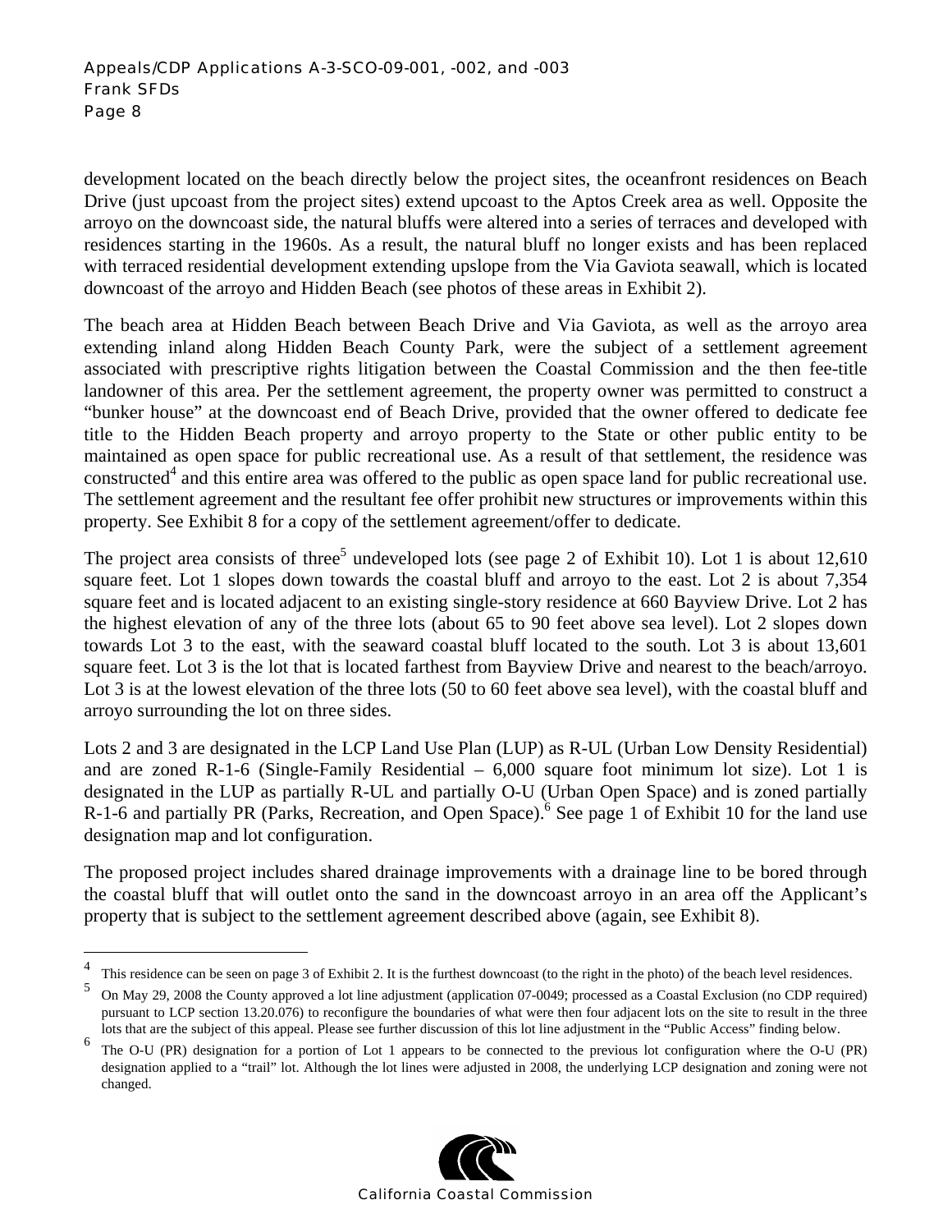development located on the beach directly below the project sites, the oceanfront residences on Beach Drive (just upcoast from the project sites) extend upcoast to the Aptos Creek area as well. Opposite the arroyo on the downcoast side, the natural bluffs were altered into a series of terraces and developed with residences starting in the 1960s. As a result, the natural bluff no longer exists and has been replaced with terraced residential development extending upslope from the Via Gaviota seawall, which is located downcoast of the arroyo and Hidden Beach (see photos of these areas in Exhibit 2).

The beach area at Hidden Beach between Beach Drive and Via Gaviota, as well as the arroyo area extending inland along Hidden Beach County Park, were the subject of a settlement agreement associated with prescriptive rights litigation between the Coastal Commission and the then fee-title landowner of this area. Per the settlement agreement, the property owner was permitted to construct a "bunker house" at the downcoast end of Beach Drive, provided that the owner offered to dedicate fee title to the Hidden Beach property and arroyo property to the State or other public entity to be maintained as open space for public recreational use. As a result of that settlement, the residence was constructed[4] and this entire area was offered to the public as open space land for public recreational use. The settlement agreement and the resultant fee offer prohibit new structures or improvements within this property. See Exhibit 8 for a copy of the settlement agreement/offer to dedicate.

The project area consists of three[5] undeveloped lots (see page 2 of Exhibit 10). Lot 1 is about 12,610 square feet. Lot 1 slopes down towards the coastal bluff and arroyo to the east. Lot 2 is about 7,354 square feet and is located adjacent to an existing single-story residence at 660 Bayview Drive. Lot 2 has the highest elevation of any of the three lots (about 65 to 90 feet above sea level). Lot 2 slopes down towards Lot 3 to the east, with the seaward coastal bluff located to the south. Lot 3 is about 13,601 square feet. Lot 3 is the lot that is located farthest from Bayview Drive and nearest to the beach/arroyo. Lot 3 is at the lowest elevation of the three lots (50 to 60 feet above sea level), with the coastal bluff and arroyo surrounding the lot on three sides.

Lots 2 and 3 are designated in the LCP Land Use Plan (LUP) as R-UL (Urban Low Density Residential) and are zoned R-1-6 (Single-Family Residential – 6,000 square foot minimum lot size). Lot 1 is designated in the LUP as partially R-UL and partially O-U (Urban Open Space) and is zoned partially R-1-6 and partially PR (Parks, Recreation, and Open Space).[6] See page 1 of Exhibit 10 for the land use designation map and lot configuration.

The proposed project includes shared drainage improvements with a drainage line to be bored through the coastal bluff that will outlet onto the sand in the downcoast arroyo in an area off the Applicant's property that is subject to the settlement agreement described above (again, see Exhibit 8).

---

[4] This residence can be seen on page 3 of Exhibit 2. It is the furthest downcoast (to the right in the photo) of the beach level residences.

[5] On May 29, 2008 the County approved a lot line adjustment (application 07-0049; processed as a Coastal Exclusion (no CDP required) pursuant to LCP section 13.20.076) to reconfigure the boundaries of what were then four adjacent lots on the site to result in the three lots that are the subject of this appeal. Please see further discussion of this lot line adjustment in the "Public Access" finding below.

[6] The O-U (PR) designation for a portion of Lot 1 appears to be connected to the previous lot configuration where the O-U (PR) designation applied to a "trail" lot. Although the lot lines were adjusted in 2008, the underlying LCP designation and zoning were not changed.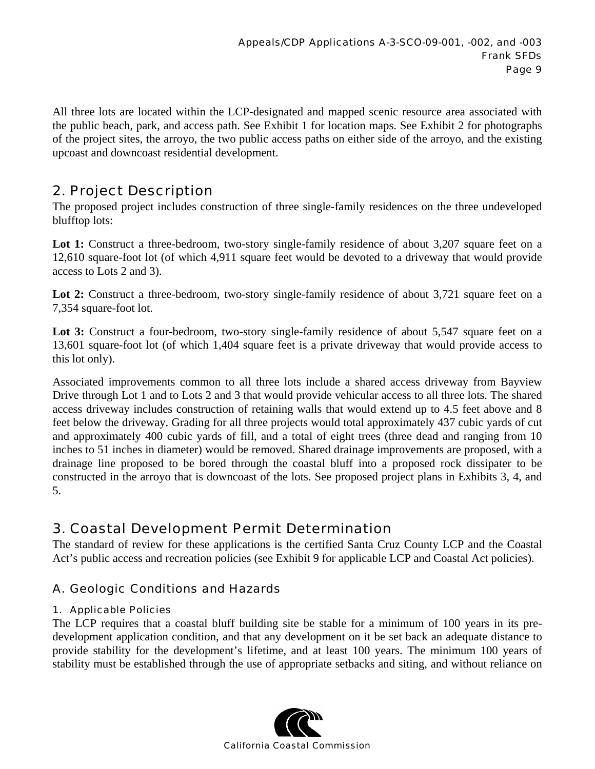All three lots are located within the LCP-designated and mapped scenic resource area associated with the public beach, park, and access path. See Exhibit 1 for location maps. See Exhibit 2 for photographs of the project sites, the arroyo, the two public access paths on either side of the arroyo, and the existing upcoast and downcoast residential development.

## 2. Project Description

The proposed project includes construction of three single-family residences on the three undeveloped blufftop lots:

**Lot 1:** Construct a three-bedroom, two-story single-family residence of about 3,207 square feet on a 12,610 square-foot lot (of which 4,911 square feet would be devoted to a driveway that would provide access to Lots 2 and 3).

**Lot 2:** Construct a three-bedroom, two-story single-family residence of about 3,721 square feet on a 7,354 square-foot lot.

**Lot 3:** Construct a four-bedroom, two-story single-family residence of about 5,547 square feet on a 13,601 square-foot lot (of which 1,404 square feet is a private driveway that would provide access to this lot only).

Associated improvements common to all three lots include a shared access driveway from Bayview Drive through Lot 1 and to Lots 2 and 3 that would provide vehicular access to all three lots. The shared access driveway includes construction of retaining walls that would extend up to 4.5 feet above and 8 feet below the driveway. Grading for all three projects would total approximately 437 cubic yards of cut and approximately 400 cubic yards of fill, and a total of eight trees (three dead and ranging from 10 inches to 51 inches in diameter) would be removed. Shared drainage improvements are proposed, with a drainage line proposed to be bored through the coastal bluff into a proposed rock dissipater to be constructed in the arroyo that is downcoast of the lots. See proposed project plans in Exhibits 3, 4, and 5.

## 3. Coastal Development Permit Determination

The standard of review for these applications is the certified Santa Cruz County LCP and the Coastal Act's public access and recreation policies (see Exhibit 9 for applicable LCP and Coastal Act policies).

### A. Geologic Conditions and Hazards

#### 1. Applicable Policies

The LCP requires that a coastal bluff building site be stable for a minimum of 100 years in its pre-development application condition, and that any development on it be set back an adequate distance to provide stability for the development's lifetime, and at least 100 years. The minimum 100 years of stability must be established through the use of appropriate setbacks and siting, and without reliance on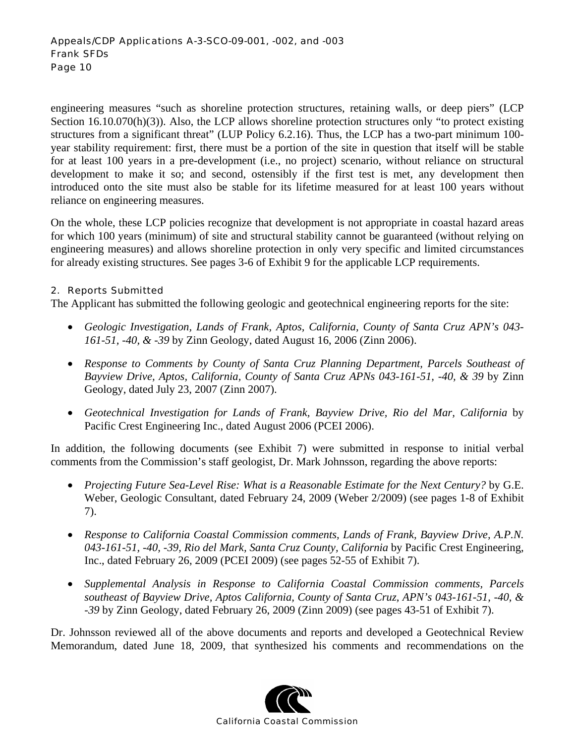engineering measures "such as shoreline protection structures, retaining walls, or deep piers" (LCP Section 16.10.070(h)(3)). Also, the LCP allows shoreline protection structures only "to protect existing structures from a significant threat" (LUP Policy 6.2.16). Thus, the LCP has a two-part minimum 100-year stability requirement: first, there must be a portion of the site in question that itself will be stable for at least 100 years in a pre-development (i.e., no project) scenario, without reliance on structural development to make it so; and second, ostensibly if the first test is met, any development then introduced onto the site must also be stable for its lifetime measured for at least 100 years without reliance on engineering measures.

On the whole, these LCP policies recognize that development is not appropriate in coastal hazard areas for which 100 years (minimum) of site and structural stability cannot be guaranteed (without relying on engineering measures) and allows shoreline protection in only very specific and limited circumstances for already existing structures. See pages 3-6 of Exhibit 9 for the applicable LCP requirements.

### 2. Reports Submitted

The Applicant has submitted the following geologic and geotechnical engineering reports for the site:

- *Geologic Investigation, Lands of Frank, Aptos, California, County of Santa Cruz APN's 043-161-51, -40, & -39* by Zinn Geology, dated August 16, 2006 (Zinn 2006).
- *Response to Comments by County of Santa Cruz Planning Department, Parcels Southeast of Bayview Drive, Aptos, California, County of Santa Cruz APNs 043-161-51, -40, & 39* by Zinn Geology, dated July 23, 2007 (Zinn 2007).
- *Geotechnical Investigation for Lands of Frank, Bayview Drive, Rio del Mar, California* by Pacific Crest Engineering Inc., dated August 2006 (PCEI 2006).

In addition, the following documents (see Exhibit 7) were submitted in response to initial verbal comments from the Commission's staff geologist, Dr. Mark Johnsson, regarding the above reports:

- *Projecting Future Sea-Level Rise: What is a Reasonable Estimate for the Next Century?* by G.E. Weber, Geologic Consultant, dated February 24, 2009 (Weber 2/2009) (see pages 1-8 of Exhibit 7).
- *Response to California Coastal Commission comments, Lands of Frank, Bayview Drive, A.P.N. 043-161-51, -40, -39, Rio del Mark, Santa Cruz County, California* by Pacific Crest Engineering, Inc., dated February 26, 2009 (PCEI 2009) (see pages 52-55 of Exhibit 7).
- *Supplemental Analysis in Response to California Coastal Commission comments, Parcels southeast of Bayview Drive, Aptos California, County of Santa Cruz, APN's 043-161-51, -40, & -39* by Zinn Geology, dated February 26, 2009 (Zinn 2009) (see pages 43-51 of Exhibit 7).

Dr. Johnsson reviewed all of the above documents and reports and developed a Geotechnical Review Memorandum, dated June 18, 2009, that synthesized his comments and recommendations on the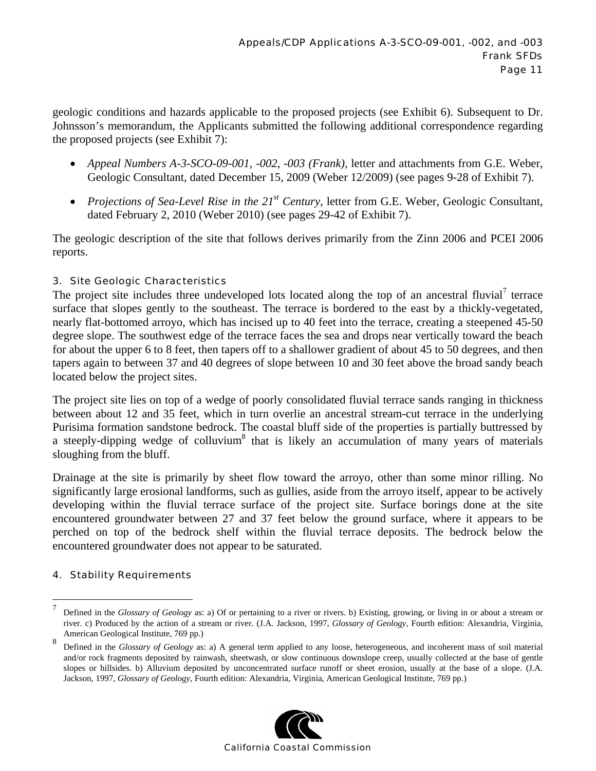geologic conditions and hazards applicable to the proposed projects (see Exhibit 6). Subsequent to Dr. Johnsson's memorandum, the Applicants submitted the following additional correspondence regarding the proposed projects (see Exhibit 7):

- *Appeal Numbers A-3-SCO-09-001, -002, -003 (Frank),* letter and attachments from G.E. Weber, Geologic Consultant, dated December 15, 2009 (Weber 12/2009) (see pages 9-28 of Exhibit 7).
- *Projections of Sea-Level Rise in the 21st Century,* letter from G.E. Weber, Geologic Consultant, dated February 2, 2010 (Weber 2010) (see pages 29-42 of Exhibit 7).

The geologic description of the site that follows derives primarily from the Zinn 2006 and PCEI 2006 reports.

#### 3. Site Geologic Characteristics

The project site includes three undeveloped lots located along the top of an ancestral fluvial[7] terrace surface that slopes gently to the southeast. The terrace is bordered to the east by a thickly-vegetated, nearly flat-bottomed arroyo, which has incised up to 40 feet into the terrace, creating a steepened 45-50 degree slope. The southwest edge of the terrace faces the sea and drops near vertically toward the beach for about the upper 6 to 8 feet, then tapers off to a shallower gradient of about 45 to 50 degrees, and then tapers again to between 37 and 40 degrees of slope between 10 and 30 feet above the broad sandy beach located below the project sites.

The project site lies on top of a wedge of poorly consolidated fluvial terrace sands ranging in thickness between about 12 and 35 feet, which in turn overlie an ancestral stream-cut terrace in the underlying Purisima formation sandstone bedrock. The coastal bluff side of the properties is partially buttressed by a steeply-dipping wedge of colluvium[8] that is likely an accumulation of many years of materials sloughing from the bluff.

Drainage at the site is primarily by sheet flow toward the arroyo, other than some minor rilling. No significantly large erosional landforms, such as gullies, aside from the arroyo itself, appear to be actively developing within the fluvial terrace surface of the project site. Surface borings done at the site encountered groundwater between 27 and 37 feet below the ground surface, where it appears to be perched on top of the bedrock shelf within the fluvial terrace deposits. The bedrock below the encountered groundwater does not appear to be saturated.

#### 4. Stability Requirements

---

[7] Defined in the *Glossary of Geology* as: a) Of or pertaining to a river or rivers. b) Existing, growing, or living in or about a stream or river. c) Produced by the action of a stream or river. (J.A. Jackson, 1997, *Glossary of Geology*, Fourth edition: Alexandria, Virginia, American Geological Institute, 769 pp.)

[8] Defined in the *Glossary of Geology* as: a) A general term applied to any loose, heterogeneous, and incoherent mass of soil material and/or rock fragments deposited by rainwash, sheetwash, or slow continuous downslope creep, usually collected at the base of gentle slopes or hillsides. b) Alluvium deposited by unconcentrated surface runoff or sheet erosion, usually at the base of a slope. (J.A. Jackson, 1997, *Glossary of Geology*, Fourth edition: Alexandria, Virginia, American Geological Institute, 769 pp.)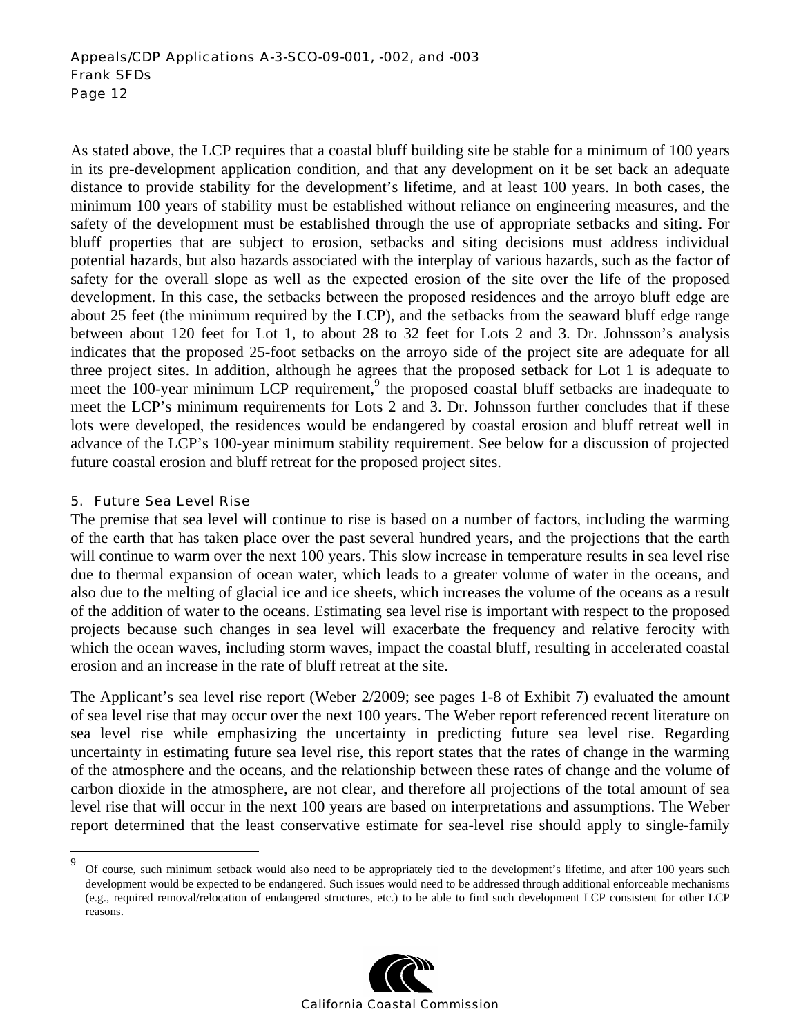As stated above, the LCP requires that a coastal bluff building site be stable for a minimum of 100 years in its pre-development application condition, and that any development on it be set back an adequate distance to provide stability for the development's lifetime, and at least 100 years. In both cases, the minimum 100 years of stability must be established without reliance on engineering measures, and the safety of the development must be established through the use of appropriate setbacks and siting. For bluff properties that are subject to erosion, setbacks and siting decisions must address individual potential hazards, but also hazards associated with the interplay of various hazards, such as the factor of safety for the overall slope as well as the expected erosion of the site over the life of the proposed development. In this case, the setbacks between the proposed residences and the arroyo bluff edge are about 25 feet (the minimum required by the LCP), and the setbacks from the seaward bluff edge range between about 120 feet for Lot 1, to about 28 to 32 feet for Lots 2 and 3. Dr. Johnsson's analysis indicates that the proposed 25-foot setbacks on the arroyo side of the project site are adequate for all three project sites. In addition, although he agrees that the proposed setback for Lot 1 is adequate to meet the 100-year minimum LCP requirement,[9] the proposed coastal bluff setbacks are inadequate to meet the LCP's minimum requirements for Lots 2 and 3. Dr. Johnsson further concludes that if these lots were developed, the residences would be endangered by coastal erosion and bluff retreat well in advance of the LCP's 100-year minimum stability requirement. See below for a discussion of projected future coastal erosion and bluff retreat for the proposed project sites.

### 5. Future Sea Level Rise

The premise that sea level will continue to rise is based on a number of factors, including the warming of the earth that has taken place over the past several hundred years, and the projections that the earth will continue to warm over the next 100 years. This slow increase in temperature results in sea level rise due to thermal expansion of ocean water, which leads to a greater volume of water in the oceans, and also due to the melting of glacial ice and ice sheets, which increases the volume of the oceans as a result of the addition of water to the oceans. Estimating sea level rise is important with respect to the proposed projects because such changes in sea level will exacerbate the frequency and relative ferocity with which the ocean waves, including storm waves, impact the coastal bluff, resulting in accelerated coastal erosion and an increase in the rate of bluff retreat at the site.

The Applicant's sea level rise report (Weber 2/2009; see pages 1-8 of Exhibit 7) evaluated the amount of sea level rise that may occur over the next 100 years. The Weber report referenced recent literature on sea level rise while emphasizing the uncertainty in predicting future sea level rise. Regarding uncertainty in estimating future sea level rise, this report states that the rates of change in the warming of the atmosphere and the oceans, and the relationship between these rates of change and the volume of carbon dioxide in the atmosphere, are not clear, and therefore all projections of the total amount of sea level rise that will occur in the next 100 years are based on interpretations and assumptions. The Weber report determined that the least conservative estimate for sea-level rise should apply to single-family

---

[9] Of course, such minimum setback would also need to be appropriately tied to the development's lifetime, and after 100 years such development would be expected to be endangered. Such issues would need to be addressed through additional enforceable mechanisms (e.g., required removal/relocation of endangered structures, etc.) to be able to find such development LCP consistent for other LCP reasons.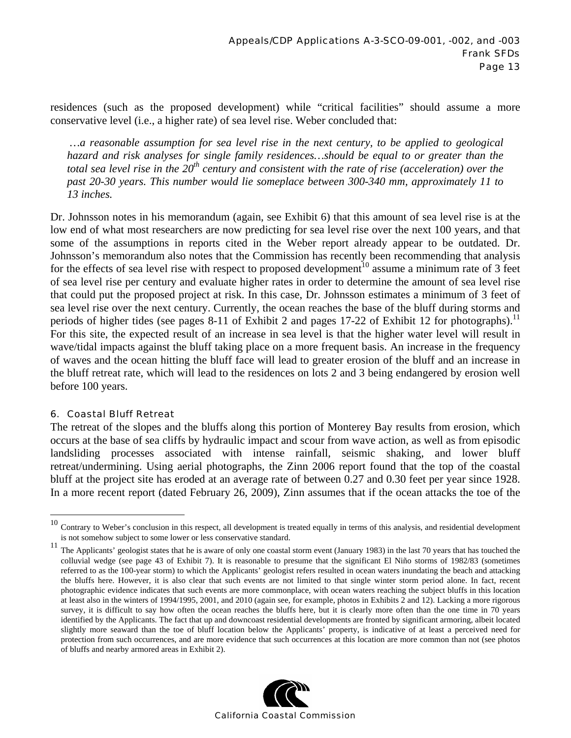residences (such as the proposed development) while "critical facilities" should assume a more conservative level (i.e., a higher rate) of sea level rise. Weber concluded that:

> *…a reasonable assumption for sea level rise in the next century, to be applied to geological hazard and risk analyses for single family residences…should be equal to or greater than the total sea level rise in the 20th century and consistent with the rate of rise (acceleration) over the past 20-30 years. This number would lie someplace between 300-340 mm, approximately 11 to 13 inches.*

Dr. Johnsson notes in his memorandum (again, see Exhibit 6) that this amount of sea level rise is at the low end of what most researchers are now predicting for sea level rise over the next 100 years, and that some of the assumptions in reports cited in the Weber report already appear to be outdated. Dr. Johnsson's memorandum also notes that the Commission has recently been recommending that analysis for the effects of sea level rise with respect to proposed development[10] assume a minimum rate of 3 feet of sea level rise per century and evaluate higher rates in order to determine the amount of sea level rise that could put the proposed project at risk. In this case, Dr. Johnsson estimates a minimum of 3 feet of sea level rise over the next century. Currently, the ocean reaches the base of the bluff during storms and periods of higher tides (see pages 8-11 of Exhibit 2 and pages 17-22 of Exhibit 12 for photographs).[11] For this site, the expected result of an increase in sea level is that the higher water level will result in wave/tidal impacts against the bluff taking place on a more frequent basis. An increase in the frequency of waves and the ocean hitting the bluff face will lead to greater erosion of the bluff and an increase in the bluff retreat rate, which will lead to the residences on lots 2 and 3 being endangered by erosion well before 100 years.

### 6. Coastal Bluff Retreat

The retreat of the slopes and the bluffs along this portion of Monterey Bay results from erosion, which occurs at the base of sea cliffs by hydraulic impact and scour from wave action, as well as from episodic landsliding processes associated with intense rainfall, seismic shaking, and lower bluff retreat/undermining. Using aerial photographs, the Zinn 2006 report found that the top of the coastal bluff at the project site has eroded at an average rate of between 0.27 and 0.30 feet per year since 1928. In a more recent report (dated February 26, 2009), Zinn assumes that if the ocean attacks the toe of the

---

[10] Contrary to Weber's conclusion in this respect, all development is treated equally in terms of this analysis, and residential development is not somehow subject to some lower or less conservative standard.

[11] The Applicants' geologist states that he is aware of only one coastal storm event (January 1983) in the last 70 years that has touched the colluvial wedge (see page 43 of Exhibit 7). It is reasonable to presume that the significant El Niño storms of 1982/83 (sometimes referred to as the 100-year storm) to which the Applicants' geologist refers resulted in ocean waters inundating the beach and attacking the bluffs here. However, it is also clear that such events are not limited to that single winter storm period alone. In fact, recent photographic evidence indicates that such events are more commonplace, with ocean waters reaching the subject bluffs in this location at least also in the winters of 1994/1995, 2001, and 2010 (again see, for example, photos in Exhibits 2 and 12). Lacking a more rigorous survey, it is difficult to say how often the ocean reaches the bluffs here, but it is clearly more often than the one time in 70 years identified by the Applicants. The fact that up and downcoast residential developments are fronted by significant armoring, albeit located slightly more seaward than the toe of bluff location below the Applicants' property, is indicative of at least a perceived need for protection from such occurrences, and are more evidence that such occurrences at this location are more common than not (see photos of bluffs and nearby armored areas in Exhibit 2).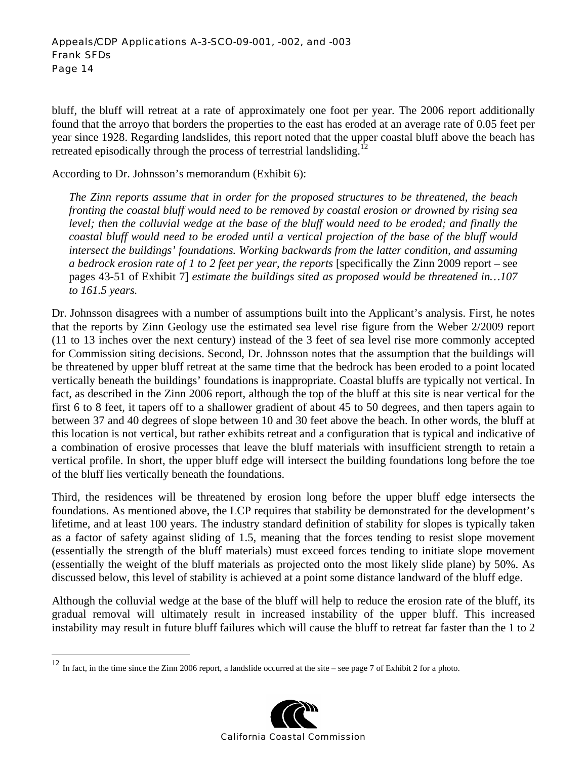bluff, the bluff will retreat at a rate of approximately one foot per year. The 2006 report additionally found that the arroyo that borders the properties to the east has eroded at an average rate of 0.05 feet per year since 1928. Regarding landslides, this report noted that the upper coastal bluff above the beach has retreated episodically through the process of terrestrial landsliding.[12]

According to Dr. Johnsson's memorandum (Exhibit 6):

> *The Zinn reports assume that in order for the proposed structures to be threatened, the beach fronting the coastal bluff would need to be removed by coastal erosion or drowned by rising sea level; then the colluvial wedge at the base of the bluff would need to be eroded; and finally the coastal bluff would need to be eroded until a vertical projection of the base of the bluff would intersect the buildings' foundations. Working backwards from the latter condition, and assuming a bedrock erosion rate of 1 to 2 feet per year, the reports* [specifically the Zinn 2009 report – see pages 43-51 of Exhibit 7] *estimate the buildings sited as proposed would be threatened in…107 to 161.5 years.*

Dr. Johnsson disagrees with a number of assumptions built into the Applicant's analysis. First, he notes that the reports by Zinn Geology use the estimated sea level rise figure from the Weber 2/2009 report (11 to 13 inches over the next century) instead of the 3 feet of sea level rise more commonly accepted for Commission siting decisions. Second, Dr. Johnsson notes that the assumption that the buildings will be threatened by upper bluff retreat at the same time that the bedrock has been eroded to a point located vertically beneath the buildings' foundations is inappropriate. Coastal bluffs are typically not vertical. In fact, as described in the Zinn 2006 report, although the top of the bluff at this site is near vertical for the first 6 to 8 feet, it tapers off to a shallower gradient of about 45 to 50 degrees, and then tapers again to between 37 and 40 degrees of slope between 10 and 30 feet above the beach. In other words, the bluff at this location is not vertical, but rather exhibits retreat and a configuration that is typical and indicative of a combination of erosive processes that leave the bluff materials with insufficient strength to retain a vertical profile. In short, the upper bluff edge will intersect the building foundations long before the toe of the bluff lies vertically beneath the foundations.

Third, the residences will be threatened by erosion long before the upper bluff edge intersects the foundations. As mentioned above, the LCP requires that stability be demonstrated for the development's lifetime, and at least 100 years. The industry standard definition of stability for slopes is typically taken as a factor of safety against sliding of 1.5, meaning that the forces tending to resist slope movement (essentially the strength of the bluff materials) must exceed forces tending to initiate slope movement (essentially the weight of the bluff materials as projected onto the most likely slide plane) by 50%. As discussed below, this level of stability is achieved at a point some distance landward of the bluff edge.

Although the colluvial wedge at the base of the bluff will help to reduce the erosion rate of the bluff, its gradual removal will ultimately result in increased instability of the upper bluff. This increased instability may result in future bluff failures which will cause the bluff to retreat far faster than the 1 to 2

---

[12] In fact, in the time since the Zinn 2006 report, a landslide occurred at the site – see page 7 of Exhibit 2 for a photo.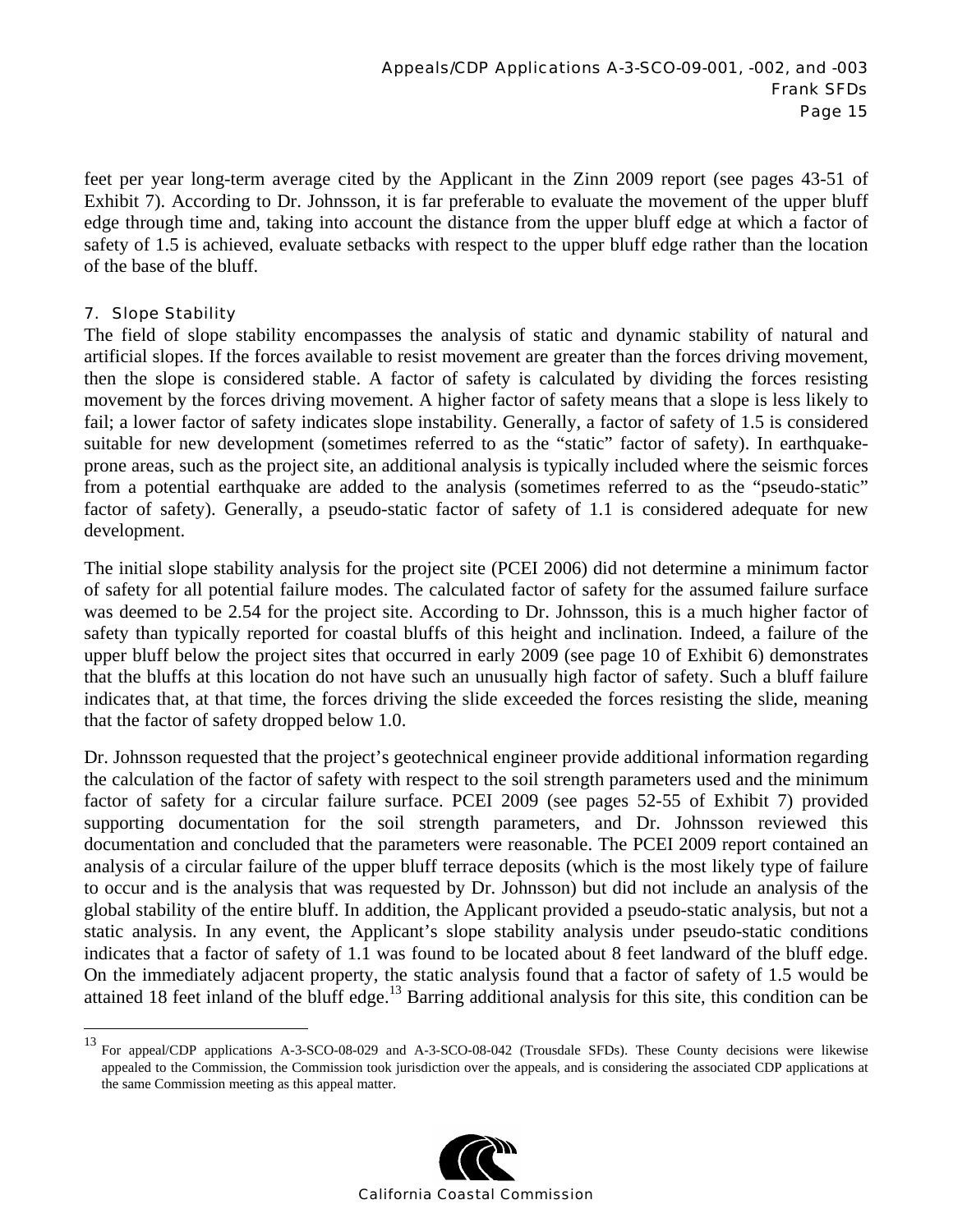feet per year long-term average cited by the Applicant in the Zinn 2009 report (see pages 43-51 of Exhibit 7). According to Dr. Johnsson, it is far preferable to evaluate the movement of the upper bluff edge through time and, taking into account the distance from the upper bluff edge at which a factor of safety of 1.5 is achieved, evaluate setbacks with respect to the upper bluff edge rather than the location of the base of the bluff.

#### 7. Slope Stability

The field of slope stability encompasses the analysis of static and dynamic stability of natural and artificial slopes. If the forces available to resist movement are greater than the forces driving movement, then the slope is considered stable. A factor of safety is calculated by dividing the forces resisting movement by the forces driving movement. A higher factor of safety means that a slope is less likely to fail; a lower factor of safety indicates slope instability. Generally, a factor of safety of 1.5 is considered suitable for new development (sometimes referred to as the "static" factor of safety). In earthquake-prone areas, such as the project site, an additional analysis is typically included where the seismic forces from a potential earthquake are added to the analysis (sometimes referred to as the "pseudo-static" factor of safety). Generally, a pseudo-static factor of safety of 1.1 is considered adequate for new development.

The initial slope stability analysis for the project site (PCEI 2006) did not determine a minimum factor of safety for all potential failure modes. The calculated factor of safety for the assumed failure surface was deemed to be 2.54 for the project site. According to Dr. Johnsson, this is a much higher factor of safety than typically reported for coastal bluffs of this height and inclination. Indeed, a failure of the upper bluff below the project sites that occurred in early 2009 (see page 10 of Exhibit 6) demonstrates that the bluffs at this location do not have such an unusually high factor of safety. Such a bluff failure indicates that, at that time, the forces driving the slide exceeded the forces resisting the slide, meaning that the factor of safety dropped below 1.0.

Dr. Johnsson requested that the project's geotechnical engineer provide additional information regarding the calculation of the factor of safety with respect to the soil strength parameters used and the minimum factor of safety for a circular failure surface. PCEI 2009 (see pages 52-55 of Exhibit 7) provided supporting documentation for the soil strength parameters, and Dr. Johnsson reviewed this documentation and concluded that the parameters were reasonable. The PCEI 2009 report contained an analysis of a circular failure of the upper bluff terrace deposits (which is the most likely type of failure to occur and is the analysis that was requested by Dr. Johnsson) but did not include an analysis of the global stability of the entire bluff. In addition, the Applicant provided a pseudo-static analysis, but not a static analysis. In any event, the Applicant's slope stability analysis under pseudo-static conditions indicates that a factor of safety of 1.1 was found to be located about 8 feet landward of the bluff edge. On the immediately adjacent property, the static analysis found that a factor of safety of 1.5 would be attained 18 feet inland of the bluff edge.[13] Barring additional analysis for this site, this condition can be

[13] For appeal/CDP applications A-3-SCO-08-029 and A-3-SCO-08-042 (Trousdale SFDs). These County decisions were likewise appealed to the Commission, the Commission took jurisdiction over the appeals, and is considering the associated CDP applications at the same Commission meeting as this appeal matter.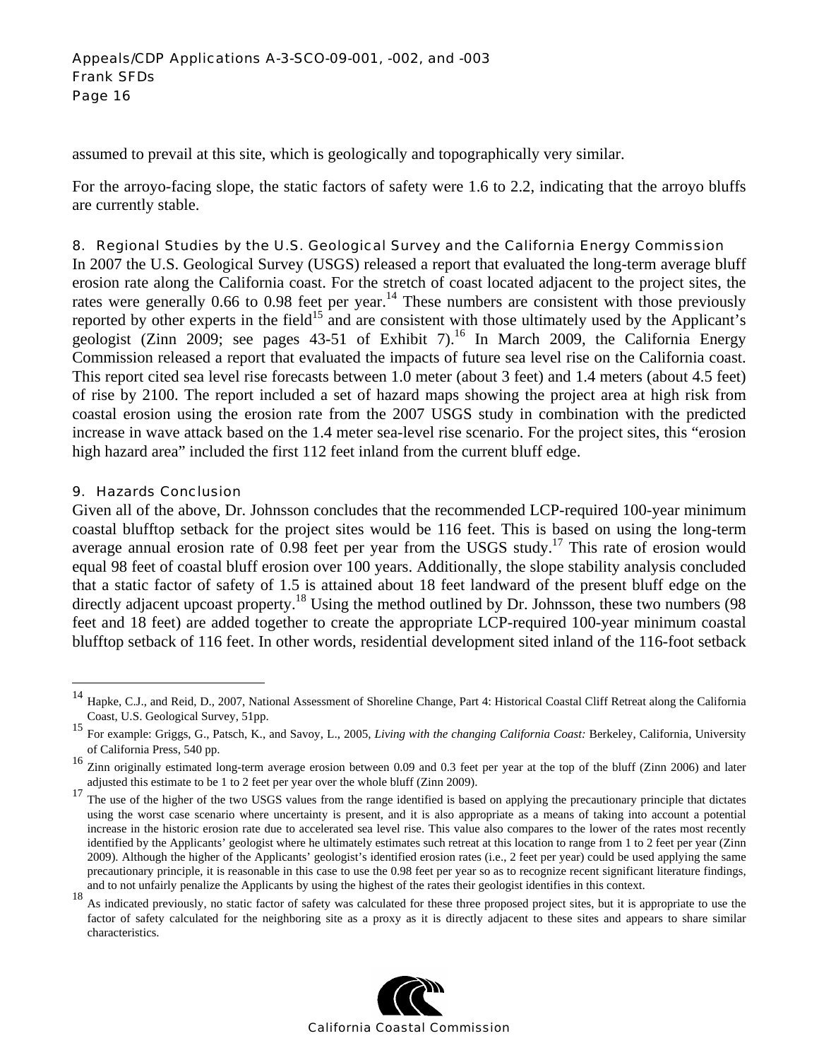assumed to prevail at this site, which is geologically and topographically very similar.

For the arroyo-facing slope, the static factors of safety were 1.6 to 2.2, indicating that the arroyo bluffs are currently stable.

### 8. Regional Studies by the U.S. Geological Survey and the California Energy Commission

In 2007 the U.S. Geological Survey (USGS) released a report that evaluated the long-term average bluff erosion rate along the California coast. For the stretch of coast located adjacent to the project sites, the rates were generally 0.66 to 0.98 feet per year.[14] These numbers are consistent with those previously reported by other experts in the field[15] and are consistent with those ultimately used by the Applicant's geologist (Zinn 2009; see pages 43-51 of Exhibit 7).[16] In March 2009, the California Energy Commission released a report that evaluated the impacts of future sea level rise on the California coast. This report cited sea level rise forecasts between 1.0 meter (about 3 feet) and 1.4 meters (about 4.5 feet) of rise by 2100. The report included a set of hazard maps showing the project area at high risk from coastal erosion using the erosion rate from the 2007 USGS study in combination with the predicted increase in wave attack based on the 1.4 meter sea-level rise scenario. For the project sites, this "erosion high hazard area" included the first 112 feet inland from the current bluff edge.

### 9. Hazards Conclusion

Given all of the above, Dr. Johnsson concludes that the recommended LCP-required 100-year minimum coastal blufftop setback for the project sites would be 116 feet. This is based on using the long-term average annual erosion rate of 0.98 feet per year from the USGS study.[17] This rate of erosion would equal 98 feet of coastal bluff erosion over 100 years. Additionally, the slope stability analysis concluded that a static factor of safety of 1.5 is attained about 18 feet landward of the present bluff edge on the directly adjacent upcoast property.[18] Using the method outlined by Dr. Johnsson, these two numbers (98 feet and 18 feet) are added together to create the appropriate LCP-required 100-year minimum coastal blufftop setback of 116 feet. In other words, residential development sited inland of the 116-foot setback

---

[14] Hapke, C.J., and Reid, D., 2007, National Assessment of Shoreline Change, Part 4: Historical Coastal Cliff Retreat along the California Coast, U.S. Geological Survey, 51pp.

[15] For example: Griggs, G., Patsch, K., and Savoy, L., 2005, *Living with the changing California Coast:* Berkeley, California, University of California Press, 540 pp.

[16] Zinn originally estimated long-term average erosion between 0.09 and 0.3 feet per year at the top of the bluff (Zinn 2006) and later adjusted this estimate to be 1 to 2 feet per year over the whole bluff (Zinn 2009).

[17] The use of the higher of the two USGS values from the range identified is based on applying the precautionary principle that dictates using the worst case scenario where uncertainty is present, and it is also appropriate as a means of taking into account a potential increase in the historic erosion rate due to accelerated sea level rise. This value also compares to the lower of the rates most recently identified by the Applicants' geologist where he ultimately estimates such retreat at this location to range from 1 to 2 feet per year (Zinn 2009). Although the higher of the Applicants' geologist's identified erosion rates (i.e., 2 feet per year) could be used applying the same precautionary principle, it is reasonable in this case to use the 0.98 feet per year so as to recognize recent significant literature findings, and to not unfairly penalize the Applicants by using the highest of the rates their geologist identifies in this context.

[18] As indicated previously, no static factor of safety was calculated for these three proposed project sites, but it is appropriate to use the factor of safety calculated for the neighboring site as a proxy as it is directly adjacent to these sites and appears to share similar characteristics.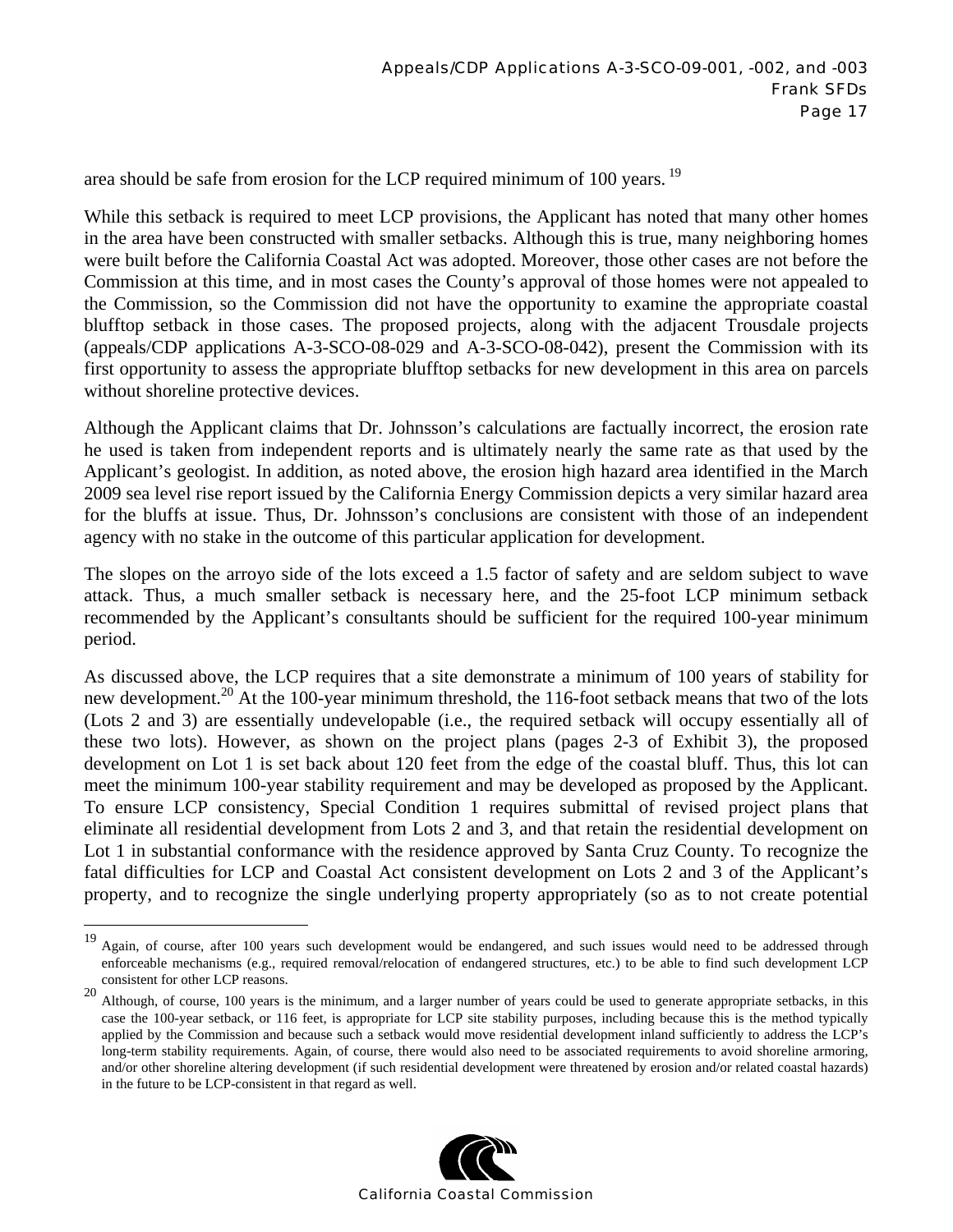area should be safe from erosion for the LCP required minimum of 100 years. [19]

While this setback is required to meet LCP provisions, the Applicant has noted that many other homes in the area have been constructed with smaller setbacks. Although this is true, many neighboring homes were built before the California Coastal Act was adopted. Moreover, those other cases are not before the Commission at this time, and in most cases the County's approval of those homes were not appealed to the Commission, so the Commission did not have the opportunity to examine the appropriate coastal blufftop setback in those cases. The proposed projects, along with the adjacent Trousdale projects (appeals/CDP applications A-3-SCO-08-029 and A-3-SCO-08-042), present the Commission with its first opportunity to assess the appropriate blufftop setbacks for new development in this area on parcels without shoreline protective devices.

Although the Applicant claims that Dr. Johnsson's calculations are factually incorrect, the erosion rate he used is taken from independent reports and is ultimately nearly the same rate as that used by the Applicant's geologist. In addition, as noted above, the erosion high hazard area identified in the March 2009 sea level rise report issued by the California Energy Commission depicts a very similar hazard area for the bluffs at issue. Thus, Dr. Johnsson's conclusions are consistent with those of an independent agency with no stake in the outcome of this particular application for development.

The slopes on the arroyo side of the lots exceed a 1.5 factor of safety and are seldom subject to wave attack. Thus, a much smaller setback is necessary here, and the 25-foot LCP minimum setback recommended by the Applicant's consultants should be sufficient for the required 100-year minimum period.

As discussed above, the LCP requires that a site demonstrate a minimum of 100 years of stability for new development.[20] At the 100-year minimum threshold, the 116-foot setback means that two of the lots (Lots 2 and 3) are essentially undevelopable (i.e., the required setback will occupy essentially all of these two lots). However, as shown on the project plans (pages 2-3 of Exhibit 3), the proposed development on Lot 1 is set back about 120 feet from the edge of the coastal bluff. Thus, this lot can meet the minimum 100-year stability requirement and may be developed as proposed by the Applicant. To ensure LCP consistency, Special Condition 1 requires submittal of revised project plans that eliminate all residential development from Lots 2 and 3, and that retain the residential development on Lot 1 in substantial conformance with the residence approved by Santa Cruz County. To recognize the fatal difficulties for LCP and Coastal Act consistent development on Lots 2 and 3 of the Applicant's property, and to recognize the single underlying property appropriately (so as to not create potential

---

[19] Again, of course, after 100 years such development would be endangered, and such issues would need to be addressed through enforceable mechanisms (e.g., required removal/relocation of endangered structures, etc.) to be able to find such development LCP consistent for other LCP reasons.

[20] Although, of course, 100 years is the minimum, and a larger number of years could be used to generate appropriate setbacks, in this case the 100-year setback, or 116 feet, is appropriate for LCP site stability purposes, including because this is the method typically applied by the Commission and because such a setback would move residential development inland sufficiently to address the LCP's long-term stability requirements. Again, of course, there would also need to be associated requirements to avoid shoreline armoring, and/or other shoreline altering development (if such residential development were threatened by erosion and/or related coastal hazards) in the future to be LCP-consistent in that regard as well.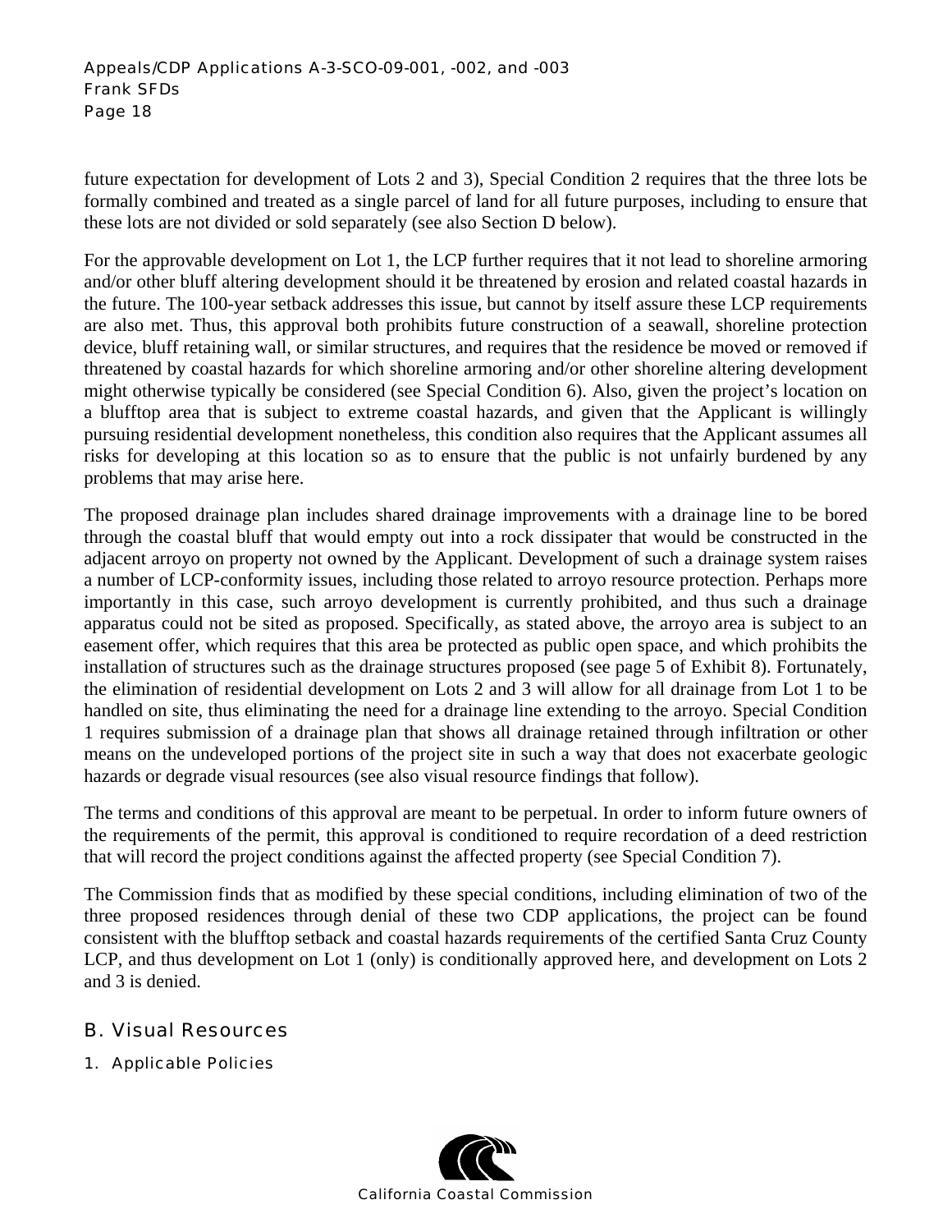future expectation for development of Lots 2 and 3), Special Condition 2 requires that the three lots be formally combined and treated as a single parcel of land for all future purposes, including to ensure that these lots are not divided or sold separately (see also Section D below).

For the approvable development on Lot 1, the LCP further requires that it not lead to shoreline armoring and/or other bluff altering development should it be threatened by erosion and related coastal hazards in the future. The 100-year setback addresses this issue, but cannot by itself assure these LCP requirements are also met. Thus, this approval both prohibits future construction of a seawall, shoreline protection device, bluff retaining wall, or similar structures, and requires that the residence be moved or removed if threatened by coastal hazards for which shoreline armoring and/or other shoreline altering development might otherwise typically be considered (see Special Condition 6). Also, given the project's location on a blufftop area that is subject to extreme coastal hazards, and given that the Applicant is willingly pursuing residential development nonetheless, this condition also requires that the Applicant assumes all risks for developing at this location so as to ensure that the public is not unfairly burdened by any problems that may arise here.

The proposed drainage plan includes shared drainage improvements with a drainage line to be bored through the coastal bluff that would empty out into a rock dissipater that would be constructed in the adjacent arroyo on property not owned by the Applicant. Development of such a drainage system raises a number of LCP-conformity issues, including those related to arroyo resource protection. Perhaps more importantly in this case, such arroyo development is currently prohibited, and thus such a drainage apparatus could not be sited as proposed. Specifically, as stated above, the arroyo area is subject to an easement offer, which requires that this area be protected as public open space, and which prohibits the installation of structures such as the drainage structures proposed (see page 5 of Exhibit 8). Fortunately, the elimination of residential development on Lots 2 and 3 will allow for all drainage from Lot 1 to be handled on site, thus eliminating the need for a drainage line extending to the arroyo. Special Condition 1 requires submission of a drainage plan that shows all drainage retained through infiltration or other means on the undeveloped portions of the project site in such a way that does not exacerbate geologic hazards or degrade visual resources (see also visual resource findings that follow).

The terms and conditions of this approval are meant to be perpetual. In order to inform future owners of the requirements of the permit, this approval is conditioned to require recordation of a deed restriction that will record the project conditions against the affected property (see Special Condition 7).

The Commission finds that as modified by these special conditions, including elimination of two of the three proposed residences through denial of these two CDP applications, the project can be found consistent with the blufftop setback and coastal hazards requirements of the certified Santa Cruz County LCP, and thus development on Lot 1 (only) is conditionally approved here, and development on Lots 2 and 3 is denied.

## B. Visual Resources

### 1. Applicable Policies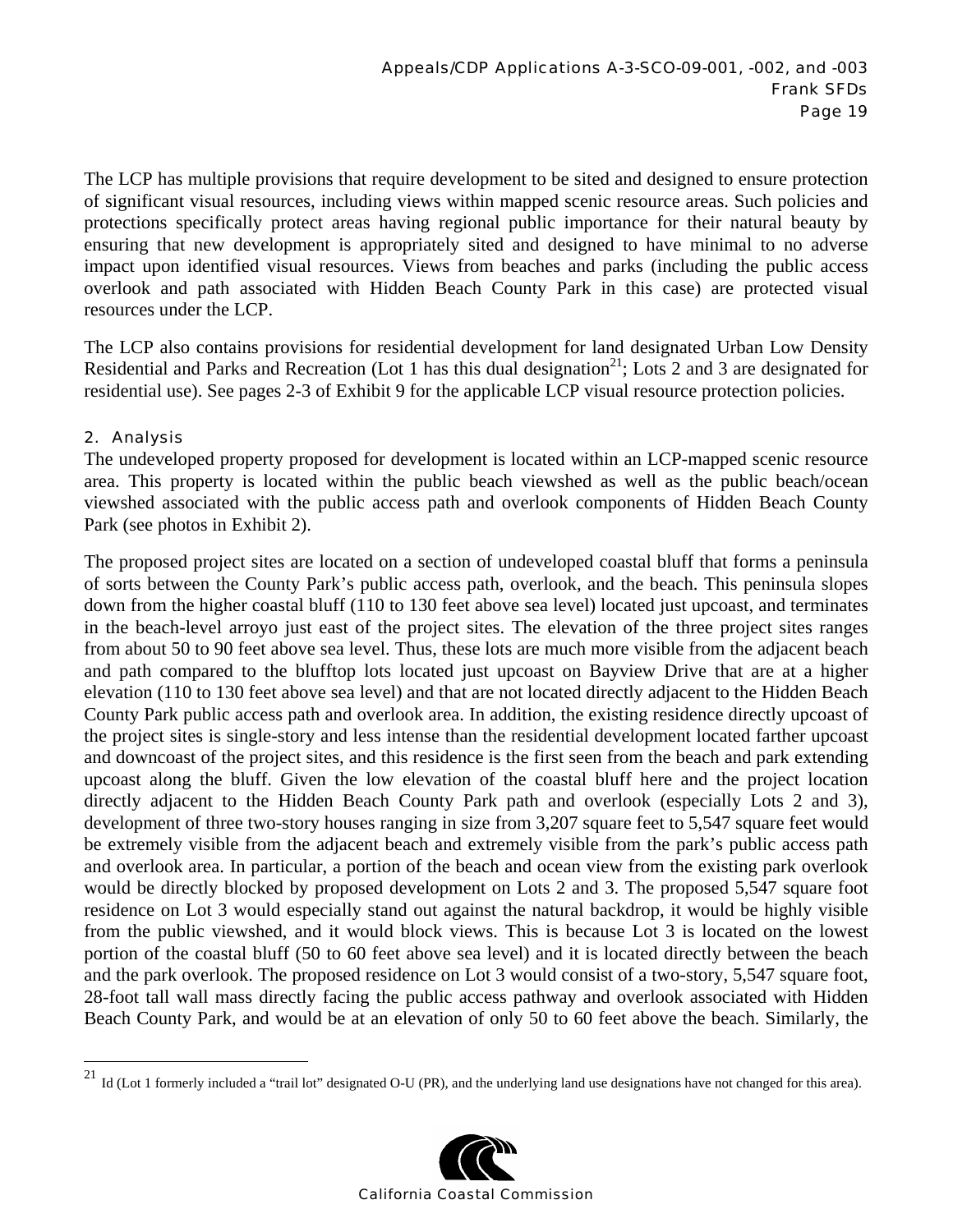The LCP has multiple provisions that require development to be sited and designed to ensure protection of significant visual resources, including views within mapped scenic resource areas. Such policies and protections specifically protect areas having regional public importance for their natural beauty by ensuring that new development is appropriately sited and designed to have minimal to no adverse impact upon identified visual resources. Views from beaches and parks (including the public access overlook and path associated with Hidden Beach County Park in this case) are protected visual resources under the LCP.

The LCP also contains provisions for residential development for land designated Urban Low Density Residential and Parks and Recreation (Lot 1 has this dual designation[21]; Lots 2 and 3 are designated for residential use). See pages 2-3 of Exhibit 9 for the applicable LCP visual resource protection policies.

### 2. Analysis

The undeveloped property proposed for development is located within an LCP-mapped scenic resource area. This property is located within the public beach viewshed as well as the public beach/ocean viewshed associated with the public access path and overlook components of Hidden Beach County Park (see photos in Exhibit 2).

The proposed project sites are located on a section of undeveloped coastal bluff that forms a peninsula of sorts between the County Park's public access path, overlook, and the beach. This peninsula slopes down from the higher coastal bluff (110 to 130 feet above sea level) located just upcoast, and terminates in the beach-level arroyo just east of the project sites. The elevation of the three project sites ranges from about 50 to 90 feet above sea level. Thus, these lots are much more visible from the adjacent beach and path compared to the blufftop lots located just upcoast on Bayview Drive that are at a higher elevation (110 to 130 feet above sea level) and that are not located directly adjacent to the Hidden Beach County Park public access path and overlook area. In addition, the existing residence directly upcoast of the project sites is single-story and less intense than the residential development located farther upcoast and downcoast of the project sites, and this residence is the first seen from the beach and park extending upcoast along the bluff. Given the low elevation of the coastal bluff here and the project location directly adjacent to the Hidden Beach County Park path and overlook (especially Lots 2 and 3), development of three two-story houses ranging in size from 3,207 square feet to 5,547 square feet would be extremely visible from the adjacent beach and extremely visible from the park's public access path and overlook area. In particular, a portion of the beach and ocean view from the existing park overlook would be directly blocked by proposed development on Lots 2 and 3. The proposed 5,547 square foot residence on Lot 3 would especially stand out against the natural backdrop, it would be highly visible from the public viewshed, and it would block views. This is because Lot 3 is located on the lowest portion of the coastal bluff (50 to 60 feet above sea level) and it is located directly between the beach and the park overlook. The proposed residence on Lot 3 would consist of a two-story, 5,547 square foot, 28-foot tall wall mass directly facing the public access pathway and overlook associated with Hidden Beach County Park, and would be at an elevation of only 50 to 60 feet above the beach. Similarly, the

[21] Id (Lot 1 formerly included a "trail lot" designated O-U (PR), and the underlying land use designations have not changed for this area).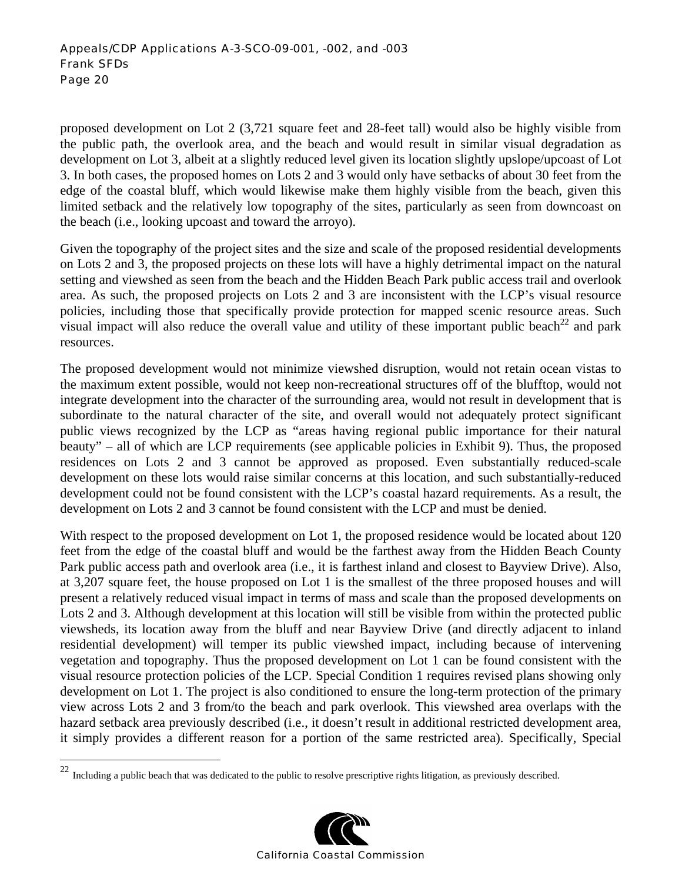proposed development on Lot 2 (3,721 square feet and 28-feet tall) would also be highly visible from the public path, the overlook area, and the beach and would result in similar visual degradation as development on Lot 3, albeit at a slightly reduced level given its location slightly upslope/upcoast of Lot 3. In both cases, the proposed homes on Lots 2 and 3 would only have setbacks of about 30 feet from the edge of the coastal bluff, which would likewise make them highly visible from the beach, given this limited setback and the relatively low topography of the sites, particularly as seen from downcoast on the beach (i.e., looking upcoast and toward the arroyo).

Given the topography of the project sites and the size and scale of the proposed residential developments on Lots 2 and 3, the proposed projects on these lots will have a highly detrimental impact on the natural setting and viewshed as seen from the beach and the Hidden Beach Park public access trail and overlook area. As such, the proposed projects on Lots 2 and 3 are inconsistent with the LCP's visual resource policies, including those that specifically provide protection for mapped scenic resource areas. Such visual impact will also reduce the overall value and utility of these important public beach[22] and park resources.

The proposed development would not minimize viewshed disruption, would not retain ocean vistas to the maximum extent possible, would not keep non-recreational structures off of the blufftop, would not integrate development into the character of the surrounding area, would not result in development that is subordinate to the natural character of the site, and overall would not adequately protect significant public views recognized by the LCP as "areas having regional public importance for their natural beauty" – all of which are LCP requirements (see applicable policies in Exhibit 9). Thus, the proposed residences on Lots 2 and 3 cannot be approved as proposed. Even substantially reduced-scale development on these lots would raise similar concerns at this location, and such substantially-reduced development could not be found consistent with the LCP's coastal hazard requirements. As a result, the development on Lots 2 and 3 cannot be found consistent with the LCP and must be denied.

With respect to the proposed development on Lot 1, the proposed residence would be located about 120 feet from the edge of the coastal bluff and would be the farthest away from the Hidden Beach County Park public access path and overlook area (i.e., it is farthest inland and closest to Bayview Drive). Also, at 3,207 square feet, the house proposed on Lot 1 is the smallest of the three proposed houses and will present a relatively reduced visual impact in terms of mass and scale than the proposed developments on Lots 2 and 3. Although development at this location will still be visible from within the protected public viewsheds, its location away from the bluff and near Bayview Drive (and directly adjacent to inland residential development) will temper its public viewshed impact, including because of intervening vegetation and topography. Thus the proposed development on Lot 1 can be found consistent with the visual resource protection policies of the LCP. Special Condition 1 requires revised plans showing only development on Lot 1. The project is also conditioned to ensure the long-term protection of the primary view across Lots 2 and 3 from/to the beach and park overlook. This viewshed area overlaps with the hazard setback area previously described (i.e., it doesn't result in additional restricted development area, it simply provides a different reason for a portion of the same restricted area). Specifically, Special

[22] Including a public beach that was dedicated to the public to resolve prescriptive rights litigation, as previously described.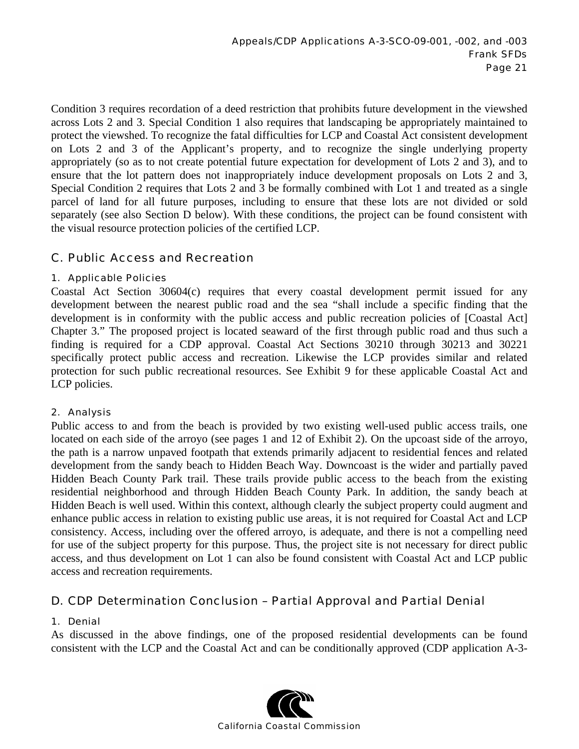Condition 3 requires recordation of a deed restriction that prohibits future development in the viewshed across Lots 2 and 3. Special Condition 1 also requires that landscaping be appropriately maintained to protect the viewshed. To recognize the fatal difficulties for LCP and Coastal Act consistent development on Lots 2 and 3 of the Applicant's property, and to recognize the single underlying property appropriately (so as to not create potential future expectation for development of Lots 2 and 3), and to ensure that the lot pattern does not inappropriately induce development proposals on Lots 2 and 3, Special Condition 2 requires that Lots 2 and 3 be formally combined with Lot 1 and treated as a single parcel of land for all future purposes, including to ensure that these lots are not divided or sold separately (see also Section D below). With these conditions, the project can be found consistent with the visual resource protection policies of the certified LCP.

## C. Public Access and Recreation

### 1. Applicable Policies

Coastal Act Section 30604(c) requires that every coastal development permit issued for any development between the nearest public road and the sea "shall include a specific finding that the development is in conformity with the public access and public recreation policies of [Coastal Act] Chapter 3." The proposed project is located seaward of the first through public road and thus such a finding is required for a CDP approval. Coastal Act Sections 30210 through 30213 and 30221 specifically protect public access and recreation. Likewise the LCP provides similar and related protection for such public recreational resources. See Exhibit 9 for these applicable Coastal Act and LCP policies.

### 2. Analysis

Public access to and from the beach is provided by two existing well-used public access trails, one located on each side of the arroyo (see pages 1 and 12 of Exhibit 2). On the upcoast side of the arroyo, the path is a narrow unpaved footpath that extends primarily adjacent to residential fences and related development from the sandy beach to Hidden Beach Way. Downcoast is the wider and partially paved Hidden Beach County Park trail. These trails provide public access to the beach from the existing residential neighborhood and through Hidden Beach County Park. In addition, the sandy beach at Hidden Beach is well used. Within this context, although clearly the subject property could augment and enhance public access in relation to existing public use areas, it is not required for Coastal Act and LCP consistency. Access, including over the offered arroyo, is adequate, and there is not a compelling need for use of the subject property for this purpose. Thus, the project site is not necessary for direct public access, and thus development on Lot 1 can also be found consistent with Coastal Act and LCP public access and recreation requirements.

## D. CDP Determination Conclusion – Partial Approval and Partial Denial

### 1. Denial

As discussed in the above findings, one of the proposed residential developments can be found consistent with the LCP and the Coastal Act and can be conditionally approved (CDP application A-3-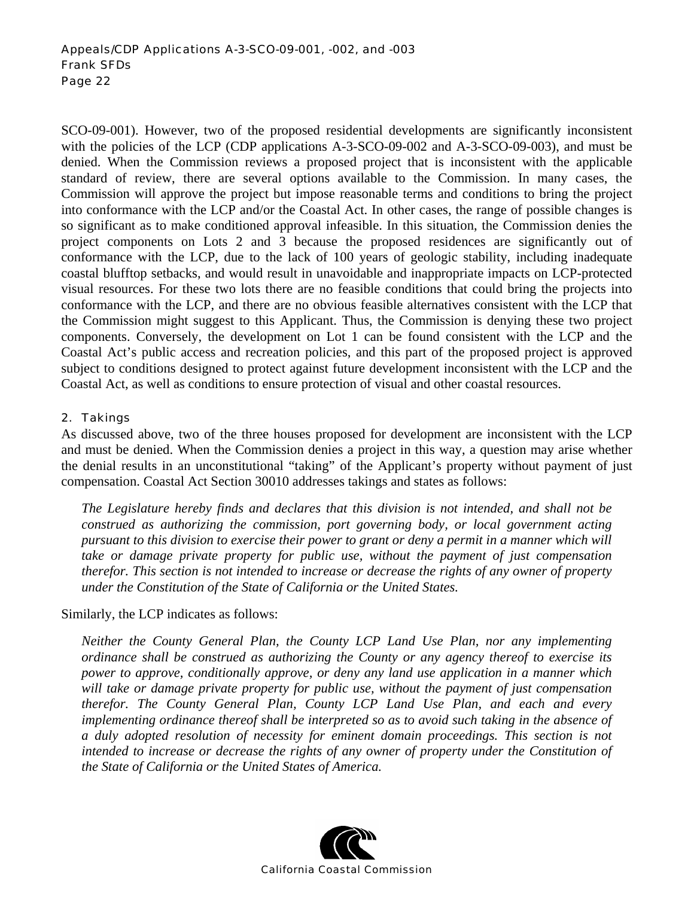SCO-09-001). However, two of the proposed residential developments are significantly inconsistent with the policies of the LCP (CDP applications A-3-SCO-09-002 and A-3-SCO-09-003), and must be denied. When the Commission reviews a proposed project that is inconsistent with the applicable standard of review, there are several options available to the Commission. In many cases, the Commission will approve the project but impose reasonable terms and conditions to bring the project into conformance with the LCP and/or the Coastal Act. In other cases, the range of possible changes is so significant as to make conditioned approval infeasible. In this situation, the Commission denies the project components on Lots 2 and 3 because the proposed residences are significantly out of conformance with the LCP, due to the lack of 100 years of geologic stability, including inadequate coastal blufftop setbacks, and would result in unavoidable and inappropriate impacts on LCP-protected visual resources. For these two lots there are no feasible conditions that could bring the projects into conformance with the LCP, and there are no obvious feasible alternatives consistent with the LCP that the Commission might suggest to this Applicant. Thus, the Commission is denying these two project components. Conversely, the development on Lot 1 can be found consistent with the LCP and the Coastal Act's public access and recreation policies, and this part of the proposed project is approved subject to conditions designed to protect against future development inconsistent with the LCP and the Coastal Act, as well as conditions to ensure protection of visual and other coastal resources.

### 2. Takings

As discussed above, two of the three houses proposed for development are inconsistent with the LCP and must be denied. When the Commission denies a project in this way, a question may arise whether the denial results in an unconstitutional "taking" of the Applicant's property without payment of just compensation. Coastal Act Section 30010 addresses takings and states as follows:

> *The Legislature hereby finds and declares that this division is not intended, and shall not be construed as authorizing the commission, port governing body, or local government acting pursuant to this division to exercise their power to grant or deny a permit in a manner which will take or damage private property for public use, without the payment of just compensation therefor. This section is not intended to increase or decrease the rights of any owner of property under the Constitution of the State of California or the United States.*

Similarly, the LCP indicates as follows:

> *Neither the County General Plan, the County LCP Land Use Plan, nor any implementing ordinance shall be construed as authorizing the County or any agency thereof to exercise its power to approve, conditionally approve, or deny any land use application in a manner which will take or damage private property for public use, without the payment of just compensation therefor. The County General Plan, County LCP Land Use Plan, and each and every implementing ordinance thereof shall be interpreted so as to avoid such taking in the absence of a duly adopted resolution of necessity for eminent domain proceedings. This section is not intended to increase or decrease the rights of any owner of property under the Constitution of the State of California or the United States of America.*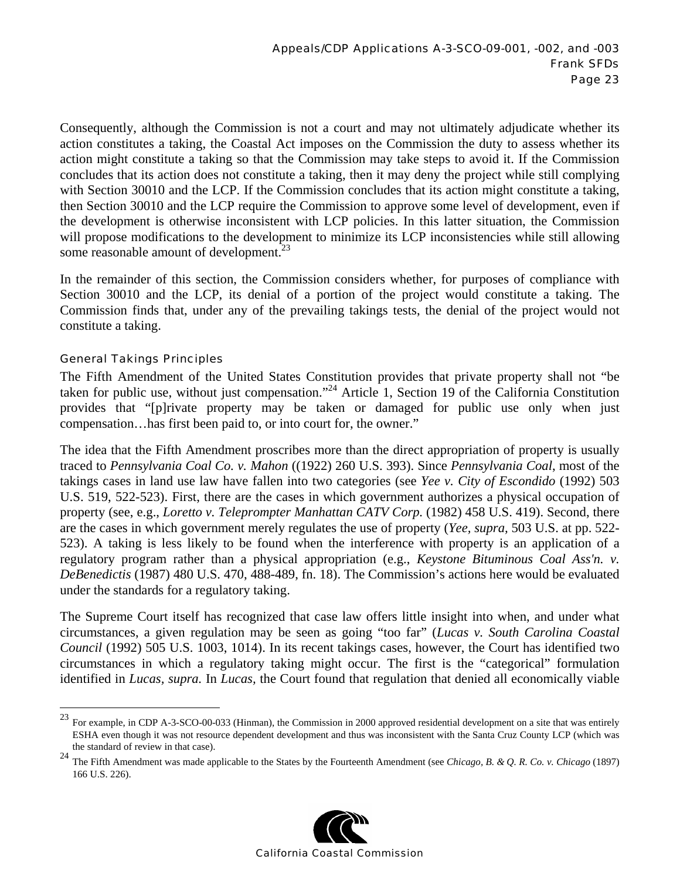Consequently, although the Commission is not a court and may not ultimately adjudicate whether its action constitutes a taking, the Coastal Act imposes on the Commission the duty to assess whether its action might constitute a taking so that the Commission may take steps to avoid it. If the Commission concludes that its action does not constitute a taking, then it may deny the project while still complying with Section 30010 and the LCP. If the Commission concludes that its action might constitute a taking, then Section 30010 and the LCP require the Commission to approve some level of development, even if the development is otherwise inconsistent with LCP policies. In this latter situation, the Commission will propose modifications to the development to minimize its LCP inconsistencies while still allowing some reasonable amount of development.[23]

In the remainder of this section, the Commission considers whether, for purposes of compliance with Section 30010 and the LCP, its denial of a portion of the project would constitute a taking. The Commission finds that, under any of the prevailing takings tests, the denial of the project would not constitute a taking.

### General Takings Principles

The Fifth Amendment of the United States Constitution provides that private property shall not "be taken for public use, without just compensation."[24] Article 1, Section 19 of the California Constitution provides that "[p]rivate property may be taken or damaged for public use only when just compensation…has first been paid to, or into court for, the owner."

The idea that the Fifth Amendment proscribes more than the direct appropriation of property is usually traced to *Pennsylvania Coal Co. v. Mahon* ((1922) 260 U.S. 393). Since *Pennsylvania Coal*, most of the takings cases in land use law have fallen into two categories (see *Yee v. City of Escondido* (1992) 503 U.S. 519, 522-523). First, there are the cases in which government authorizes a physical occupation of property (see, e.g., *Loretto v. Teleprompter Manhattan CATV Corp.* (1982) 458 U.S. 419). Second, there are the cases in which government merely regulates the use of property (*Yee, supra,* 503 U.S. at pp. 522-523). A taking is less likely to be found when the interference with property is an application of a regulatory program rather than a physical appropriation (e.g., *Keystone Bituminous Coal Ass'n. v. DeBenedictis* (1987) 480 U.S. 470, 488-489, fn. 18). The Commission's actions here would be evaluated under the standards for a regulatory taking.

The Supreme Court itself has recognized that case law offers little insight into when, and under what circumstances, a given regulation may be seen as going "too far" (*Lucas v. South Carolina Coastal Council* (1992) 505 U.S. 1003, 1014). In its recent takings cases, however, the Court has identified two circumstances in which a regulatory taking might occur. The first is the "categorical" formulation identified in *Lucas, supra.* In *Lucas*, the Court found that regulation that denied all economically viable

---

[23] For example, in CDP A-3-SCO-00-033 (Hinman), the Commission in 2000 approved residential development on a site that was entirely ESHA even though it was not resource dependent development and thus was inconsistent with the Santa Cruz County LCP (which was the standard of review in that case).

[24] The Fifth Amendment was made applicable to the States by the Fourteenth Amendment (see *Chicago, B. & Q. R. Co. v. Chicago* (1897) 166 U.S. 226).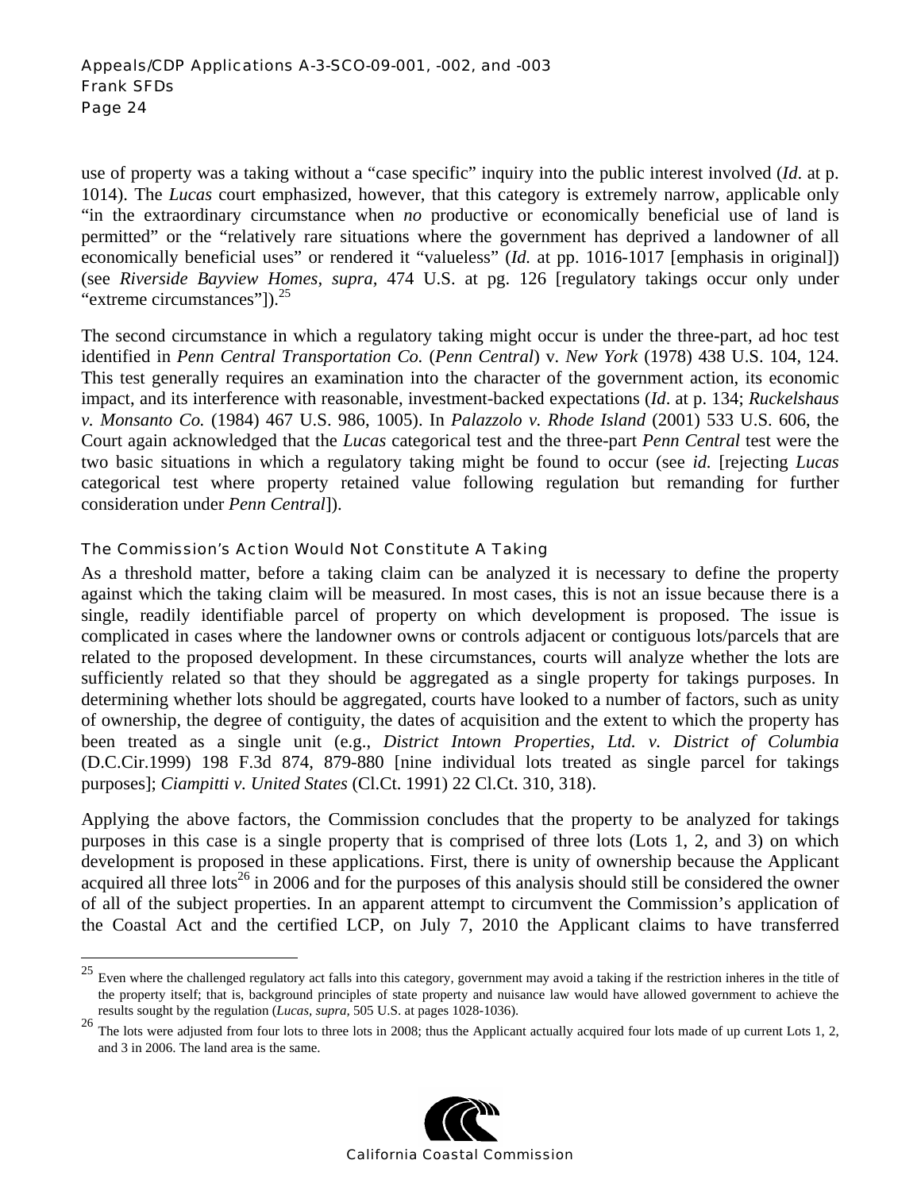use of property was a taking without a "case specific" inquiry into the public interest involved (*Id*. at p. 1014). The *Lucas* court emphasized, however, that this category is extremely narrow, applicable only "in the extraordinary circumstance when *no* productive or economically beneficial use of land is permitted" or the "relatively rare situations where the government has deprived a landowner of all economically beneficial uses" or rendered it "valueless" (*Id.* at pp. 1016-1017 [emphasis in original]) (see *Riverside Bayview Homes*, *supra*, 474 U.S. at pg. 126 [regulatory takings occur only under "extreme circumstances"]).[25]

The second circumstance in which a regulatory taking might occur is under the three-part, ad hoc test identified in *Penn Central Transportation Co.* (*Penn Central*) v. *New York* (1978) 438 U.S. 104, 124. This test generally requires an examination into the character of the government action, its economic impact, and its interference with reasonable, investment-backed expectations (*Id*. at p. 134; *Ruckelshaus v. Monsanto Co.* (1984) 467 U.S. 986, 1005). In *Palazzolo v. Rhode Island* (2001) 533 U.S. 606, the Court again acknowledged that the *Lucas* categorical test and the three-part *Penn Central* test were the two basic situations in which a regulatory taking might be found to occur (see *id.* [rejecting *Lucas* categorical test where property retained value following regulation but remanding for further consideration under *Penn Central*]).

### The Commission's Action Would Not Constitute A Taking

As a threshold matter, before a taking claim can be analyzed it is necessary to define the property against which the taking claim will be measured. In most cases, this is not an issue because there is a single, readily identifiable parcel of property on which development is proposed. The issue is complicated in cases where the landowner owns or controls adjacent or contiguous lots/parcels that are related to the proposed development. In these circumstances, courts will analyze whether the lots are sufficiently related so that they should be aggregated as a single property for takings purposes. In determining whether lots should be aggregated, courts have looked to a number of factors, such as unity of ownership, the degree of contiguity, the dates of acquisition and the extent to which the property has been treated as a single unit (e.g., *District Intown Properties, Ltd. v. District of Columbia* (D.C.Cir.1999) 198 F.3d 874, 879-880 [nine individual lots treated as single parcel for takings purposes]; *Ciampitti v. United States* (Cl.Ct. 1991) 22 Cl.Ct. 310, 318).

Applying the above factors, the Commission concludes that the property to be analyzed for takings purposes in this case is a single property that is comprised of three lots (Lots 1, 2, and 3) on which development is proposed in these applications. First, there is unity of ownership because the Applicant acquired all three lots[26] in 2006 and for the purposes of this analysis should still be considered the owner of all of the subject properties. In an apparent attempt to circumvent the Commission's application of the Coastal Act and the certified LCP, on July 7, 2010 the Applicant claims to have transferred

---

[25] Even where the challenged regulatory act falls into this category, government may avoid a taking if the restriction inheres in the title of the property itself; that is, background principles of state property and nuisance law would have allowed government to achieve the results sought by the regulation (*Lucas*, *supra*, 505 U.S. at pages 1028-1036).

[26] The lots were adjusted from four lots to three lots in 2008; thus the Applicant actually acquired four lots made of up current Lots 1, 2, and 3 in 2006. The land area is the same.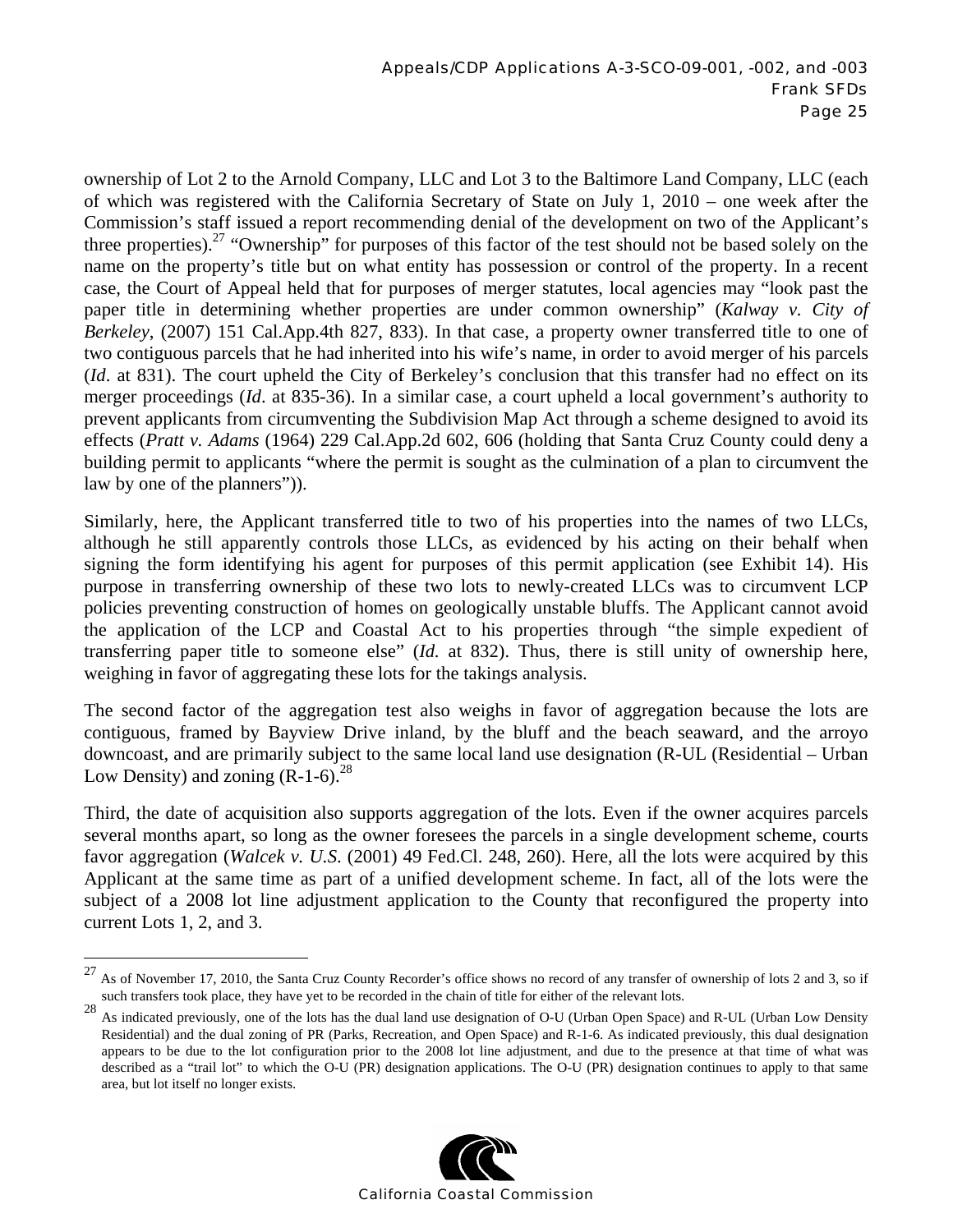ownership of Lot 2 to the Arnold Company, LLC and Lot 3 to the Baltimore Land Company, LLC (each of which was registered with the California Secretary of State on July 1, 2010 – one week after the Commission's staff issued a report recommending denial of the development on two of the Applicant's three properties).[27] "Ownership" for purposes of this factor of the test should not be based solely on the name on the property's title but on what entity has possession or control of the property. In a recent case, the Court of Appeal held that for purposes of merger statutes, local agencies may "look past the paper title in determining whether properties are under common ownership" (*Kalway v. City of Berkeley*, (2007) 151 Cal.App.4th 827, 833). In that case, a property owner transferred title to one of two contiguous parcels that he had inherited into his wife's name, in order to avoid merger of his parcels (*Id*. at 831). The court upheld the City of Berkeley's conclusion that this transfer had no effect on its merger proceedings (*Id*. at 835-36). In a similar case, a court upheld a local government's authority to prevent applicants from circumventing the Subdivision Map Act through a scheme designed to avoid its effects (*Pratt v. Adams* (1964) 229 Cal.App.2d 602, 606 (holding that Santa Cruz County could deny a building permit to applicants "where the permit is sought as the culmination of a plan to circumvent the law by one of the planners")).

Similarly, here, the Applicant transferred title to two of his properties into the names of two LLCs, although he still apparently controls those LLCs, as evidenced by his acting on their behalf when signing the form identifying his agent for purposes of this permit application (see Exhibit 14). His purpose in transferring ownership of these two lots to newly-created LLCs was to circumvent LCP policies preventing construction of homes on geologically unstable bluffs. The Applicant cannot avoid the application of the LCP and Coastal Act to his properties through "the simple expedient of transferring paper title to someone else" (*Id.* at 832). Thus, there is still unity of ownership here, weighing in favor of aggregating these lots for the takings analysis.

The second factor of the aggregation test also weighs in favor of aggregation because the lots are contiguous, framed by Bayview Drive inland, by the bluff and the beach seaward, and the arroyo downcoast, and are primarily subject to the same local land use designation (R-UL (Residential – Urban Low Density) and zoning (R-1-6).[28]

Third, the date of acquisition also supports aggregation of the lots. Even if the owner acquires parcels several months apart, so long as the owner foresees the parcels in a single development scheme, courts favor aggregation (*Walcek v. U.S.* (2001) 49 Fed.Cl. 248, 260). Here, all the lots were acquired by this Applicant at the same time as part of a unified development scheme. In fact, all of the lots were the subject of a 2008 lot line adjustment application to the County that reconfigured the property into current Lots 1, 2, and 3.

---

[27] As of November 17, 2010, the Santa Cruz County Recorder's office shows no record of any transfer of ownership of lots 2 and 3, so if such transfers took place, they have yet to be recorded in the chain of title for either of the relevant lots.

[28] As indicated previously, one of the lots has the dual land use designation of O-U (Urban Open Space) and R-UL (Urban Low Density Residential) and the dual zoning of PR (Parks, Recreation, and Open Space) and R-1-6. As indicated previously, this dual designation appears to be due to the lot configuration prior to the 2008 lot line adjustment, and due to the presence at that time of what was described as a "trail lot" to which the O-U (PR) designation applications. The O-U (PR) designation continues to apply to that same area, but lot itself no longer exists.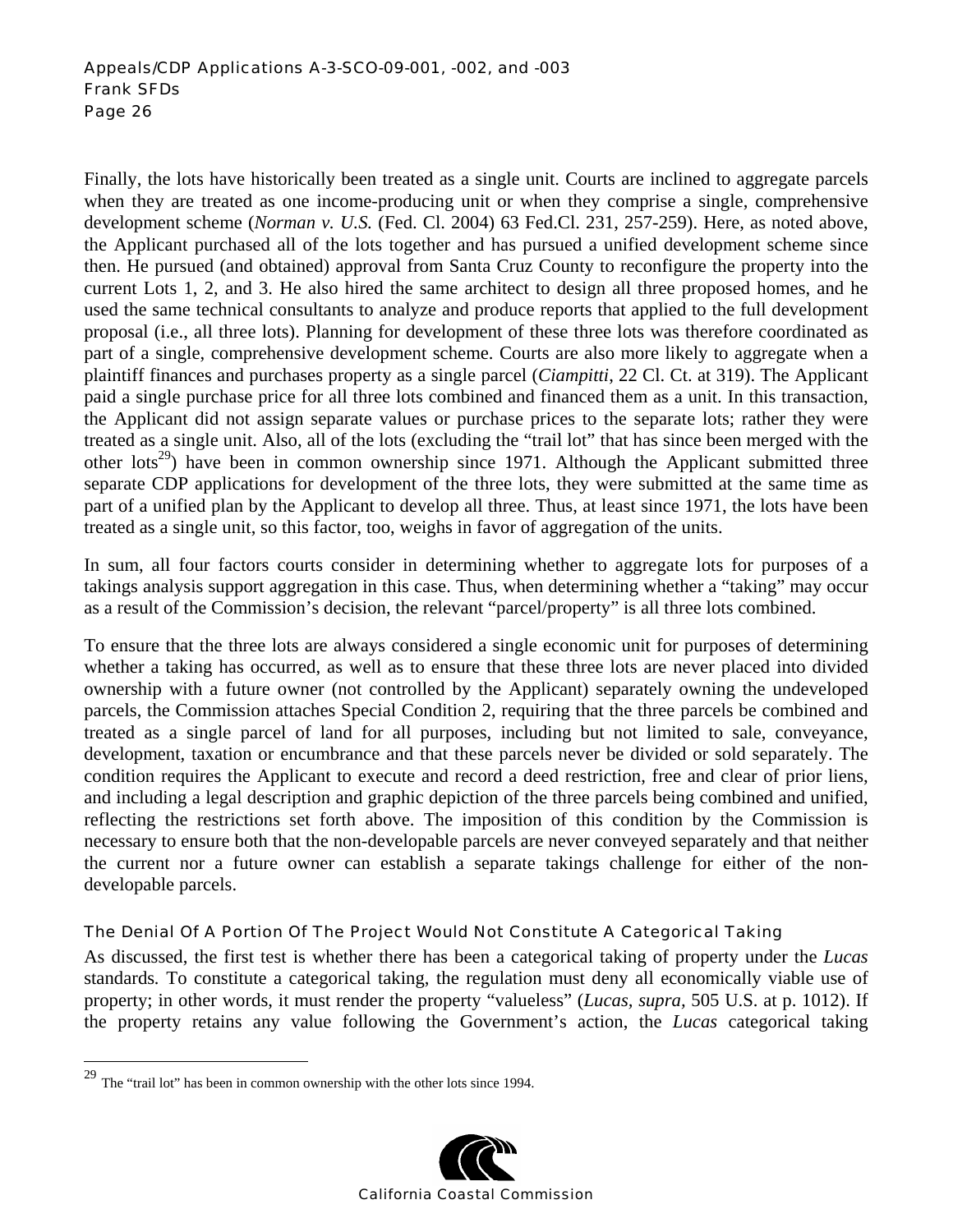Finally, the lots have historically been treated as a single unit. Courts are inclined to aggregate parcels when they are treated as one income-producing unit or when they comprise a single, comprehensive development scheme (*Norman v. U.S.* (Fed. Cl. 2004) 63 Fed.Cl. 231, 257-259). Here, as noted above, the Applicant purchased all of the lots together and has pursued a unified development scheme since then. He pursued (and obtained) approval from Santa Cruz County to reconfigure the property into the current Lots 1, 2, and 3. He also hired the same architect to design all three proposed homes, and he used the same technical consultants to analyze and produce reports that applied to the full development proposal (i.e., all three lots). Planning for development of these three lots was therefore coordinated as part of a single, comprehensive development scheme. Courts are also more likely to aggregate when a plaintiff finances and purchases property as a single parcel (*Ciampitti*, 22 Cl. Ct. at 319). The Applicant paid a single purchase price for all three lots combined and financed them as a unit. In this transaction, the Applicant did not assign separate values or purchase prices to the separate lots; rather they were treated as a single unit. Also, all of the lots (excluding the "trail lot" that has since been merged with the other lots[29]) have been in common ownership since 1971. Although the Applicant submitted three separate CDP applications for development of the three lots, they were submitted at the same time as part of a unified plan by the Applicant to develop all three. Thus, at least since 1971, the lots have been treated as a single unit, so this factor, too, weighs in favor of aggregation of the units.

In sum, all four factors courts consider in determining whether to aggregate lots for purposes of a takings analysis support aggregation in this case. Thus, when determining whether a "taking" may occur as a result of the Commission's decision, the relevant "parcel/property" is all three lots combined.

To ensure that the three lots are always considered a single economic unit for purposes of determining whether a taking has occurred, as well as to ensure that these three lots are never placed into divided ownership with a future owner (not controlled by the Applicant) separately owning the undeveloped parcels, the Commission attaches Special Condition 2, requiring that the three parcels be combined and treated as a single parcel of land for all purposes, including but not limited to sale, conveyance, development, taxation or encumbrance and that these parcels never be divided or sold separately. The condition requires the Applicant to execute and record a deed restriction, free and clear of prior liens, and including a legal description and graphic depiction of the three parcels being combined and unified, reflecting the restrictions set forth above. The imposition of this condition by the Commission is necessary to ensure both that the non-developable parcels are never conveyed separately and that neither the current nor a future owner can establish a separate takings challenge for either of the non-developable parcels.

### The Denial Of A Portion Of The Project Would Not Constitute A Categorical Taking

As discussed, the first test is whether there has been a categorical taking of property under the *Lucas* standards. To constitute a categorical taking, the regulation must deny all economically viable use of property; in other words, it must render the property "valueless" (*Lucas*, *supra*, 505 U.S. at p. 1012). If the property retains any value following the Government's action, the *Lucas* categorical taking

---

[29] The "trail lot" has been in common ownership with the other lots since 1994.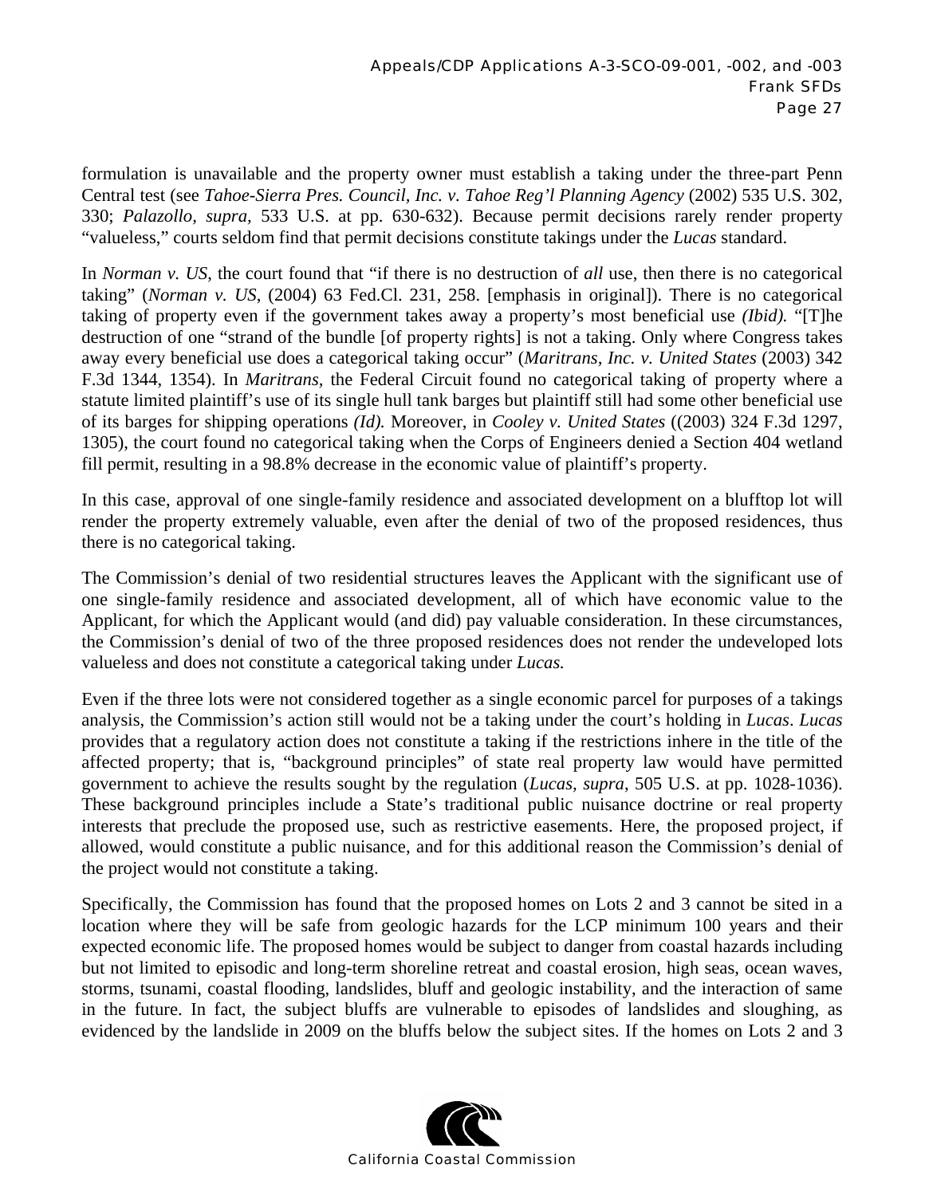formulation is unavailable and the property owner must establish a taking under the three-part Penn Central test (see *Tahoe-Sierra Pres. Council, Inc. v. Tahoe Reg'l Planning Agency* (2002) 535 U.S. 302, 330; *Palazollo, supra*, 533 U.S. at pp. 630-632). Because permit decisions rarely render property "valueless," courts seldom find that permit decisions constitute takings under the *Lucas* standard.

In *Norman v. US*, the court found that "if there is no destruction of *all* use, then there is no categorical taking" (*Norman v. US*, (2004) 63 Fed.Cl. 231, 258. [emphasis in original]). There is no categorical taking of property even if the government takes away a property's most beneficial use *(Ibid).* "[T]he destruction of one "strand of the bundle [of property rights] is not a taking. Only where Congress takes away every beneficial use does a categorical taking occur" (*Maritrans, Inc. v. United States* (2003) 342 F.3d 1344, 1354). In *Maritrans*, the Federal Circuit found no categorical taking of property where a statute limited plaintiff's use of its single hull tank barges but plaintiff still had some other beneficial use of its barges for shipping operations *(Id).* Moreover, in *Cooley v. United States* ((2003) 324 F.3d 1297, 1305), the court found no categorical taking when the Corps of Engineers denied a Section 404 wetland fill permit, resulting in a 98.8% decrease in the economic value of plaintiff's property.

In this case, approval of one single-family residence and associated development on a blufftop lot will render the property extremely valuable, even after the denial of two of the proposed residences, thus there is no categorical taking.

The Commission's denial of two residential structures leaves the Applicant with the significant use of one single-family residence and associated development, all of which have economic value to the Applicant, for which the Applicant would (and did) pay valuable consideration. In these circumstances, the Commission's denial of two of the three proposed residences does not render the undeveloped lots valueless and does not constitute a categorical taking under *Lucas.*

Even if the three lots were not considered together as a single economic parcel for purposes of a takings analysis, the Commission's action still would not be a taking under the court's holding in *Lucas*. *Lucas* provides that a regulatory action does not constitute a taking if the restrictions inhere in the title of the affected property; that is, "background principles" of state real property law would have permitted government to achieve the results sought by the regulation (*Lucas, supra*, 505 U.S. at pp. 1028-1036). These background principles include a State's traditional public nuisance doctrine or real property interests that preclude the proposed use, such as restrictive easements. Here, the proposed project, if allowed, would constitute a public nuisance, and for this additional reason the Commission's denial of the project would not constitute a taking.

Specifically, the Commission has found that the proposed homes on Lots 2 and 3 cannot be sited in a location where they will be safe from geologic hazards for the LCP minimum 100 years and their expected economic life. The proposed homes would be subject to danger from coastal hazards including but not limited to episodic and long-term shoreline retreat and coastal erosion, high seas, ocean waves, storms, tsunami, coastal flooding, landslides, bluff and geologic instability, and the interaction of same in the future. In fact, the subject bluffs are vulnerable to episodes of landslides and sloughing, as evidenced by the landslide in 2009 on the bluffs below the subject sites. If the homes on Lots 2 and 3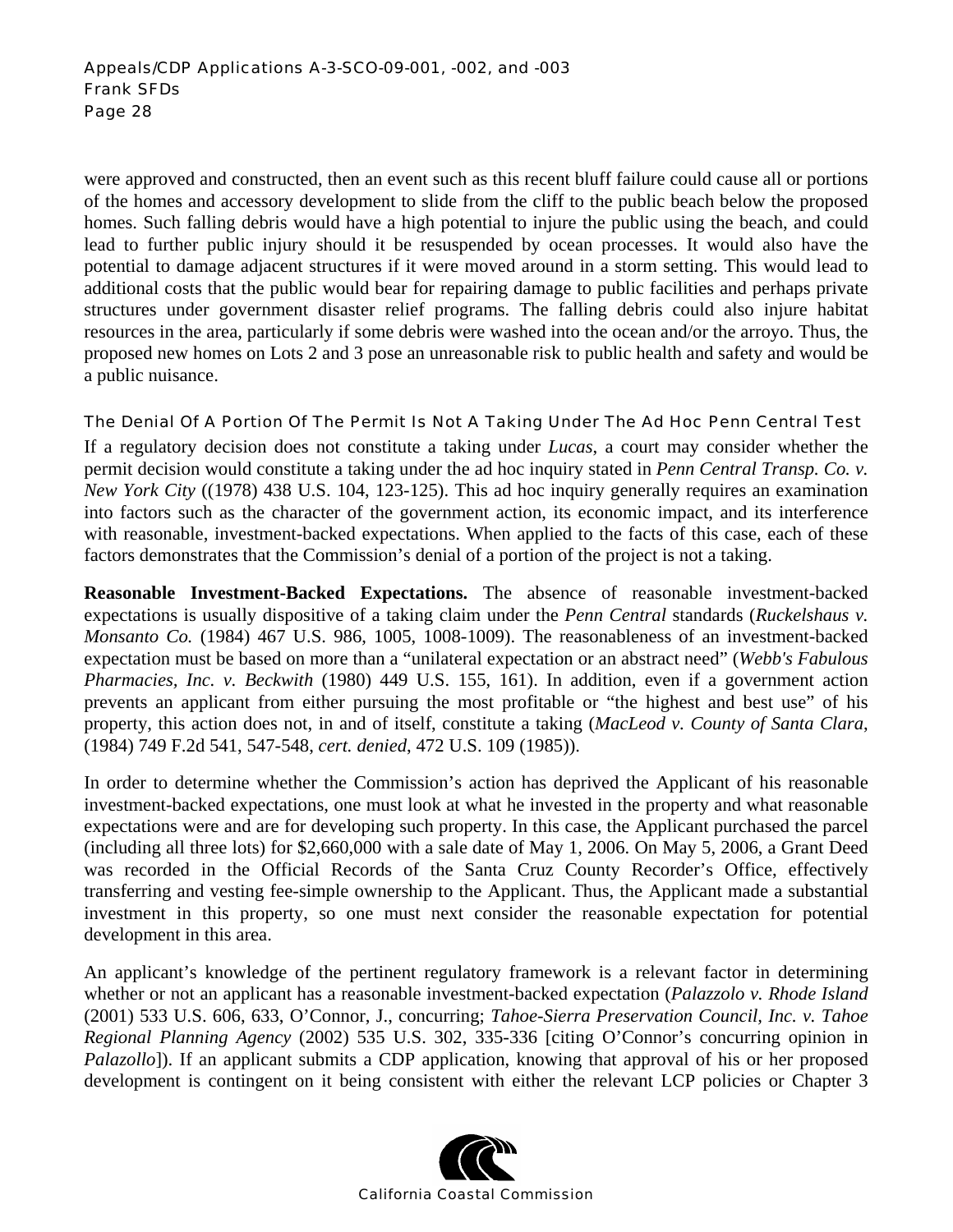were approved and constructed, then an event such as this recent bluff failure could cause all or portions of the homes and accessory development to slide from the cliff to the public beach below the proposed homes. Such falling debris would have a high potential to injure the public using the beach, and could lead to further public injury should it be resuspended by ocean processes. It would also have the potential to damage adjacent structures if it were moved around in a storm setting. This would lead to additional costs that the public would bear for repairing damage to public facilities and perhaps private structures under government disaster relief programs. The falling debris could also injure habitat resources in the area, particularly if some debris were washed into the ocean and/or the arroyo. Thus, the proposed new homes on Lots 2 and 3 pose an unreasonable risk to public health and safety and would be a public nuisance.

### The Denial Of A Portion Of The Permit Is Not A Taking Under The Ad Hoc Penn Central Test

If a regulatory decision does not constitute a taking under *Lucas*, a court may consider whether the permit decision would constitute a taking under the ad hoc inquiry stated in *Penn Central Transp. Co. v. New York City* ((1978) 438 U.S. 104, 123-125). This ad hoc inquiry generally requires an examination into factors such as the character of the government action, its economic impact, and its interference with reasonable, investment-backed expectations. When applied to the facts of this case, each of these factors demonstrates that the Commission's denial of a portion of the project is not a taking.

**Reasonable Investment-Backed Expectations.** The absence of reasonable investment-backed expectations is usually dispositive of a taking claim under the *Penn Central* standards (*Ruckelshaus v. Monsanto Co.* (1984) 467 U.S. 986, 1005, 1008-1009). The reasonableness of an investment-backed expectation must be based on more than a "unilateral expectation or an abstract need" (*Webb's Fabulous Pharmacies, Inc. v. Beckwith* (1980) 449 U.S. 155, 161). In addition, even if a government action prevents an applicant from either pursuing the most profitable or "the highest and best use" of his property, this action does not, in and of itself, constitute a taking (*MacLeod v. County of Santa Clara*, (1984) 749 F.2d 541, 547-548, *cert. denied*, 472 U.S. 109 (1985)).

In order to determine whether the Commission's action has deprived the Applicant of his reasonable investment-backed expectations, one must look at what he invested in the property and what reasonable expectations were and are for developing such property. In this case, the Applicant purchased the parcel (including all three lots) for $2,660,000 with a sale date of May 1, 2006. On May 5, 2006, a Grant Deed was recorded in the Official Records of the Santa Cruz County Recorder's Office, effectively transferring and vesting fee-simple ownership to the Applicant. Thus, the Applicant made a substantial investment in this property, so one must next consider the reasonable expectation for potential development in this area.

An applicant's knowledge of the pertinent regulatory framework is a relevant factor in determining whether or not an applicant has a reasonable investment-backed expectation (*Palazzolo v. Rhode Island* (2001) 533 U.S. 606, 633, O'Connor, J., concurring; *Tahoe-Sierra Preservation Council, Inc. v. Tahoe Regional Planning Agency* (2002) 535 U.S. 302, 335-336 [citing O'Connor's concurring opinion in *Palazollo*]). If an applicant submits a CDP application, knowing that approval of his or her proposed development is contingent on it being consistent with either the relevant LCP policies or Chapter 3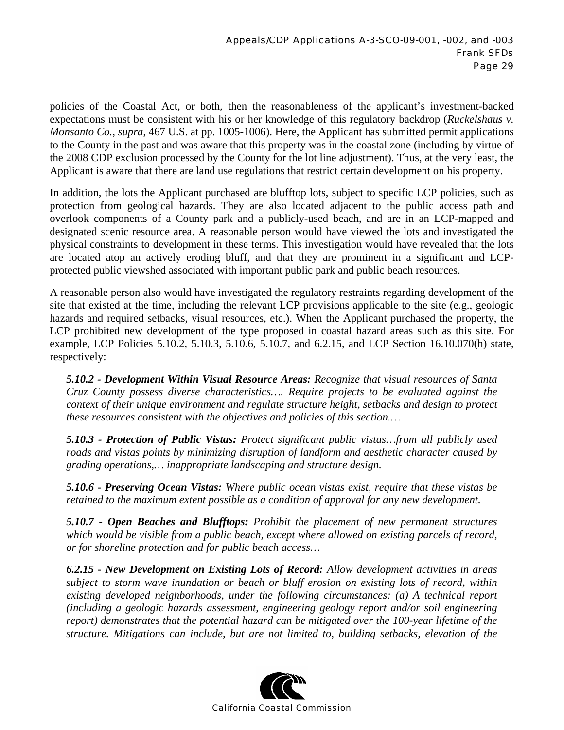policies of the Coastal Act, or both, then the reasonableness of the applicant's investment-backed expectations must be consistent with his or her knowledge of this regulatory backdrop (*Ruckelshaus v. Monsanto Co., supra*, 467 U.S. at pp. 1005-1006). Here, the Applicant has submitted permit applications to the County in the past and was aware that this property was in the coastal zone (including by virtue of the 2008 CDP exclusion processed by the County for the lot line adjustment). Thus, at the very least, the Applicant is aware that there are land use regulations that restrict certain development on his property.

In addition, the lots the Applicant purchased are blufftop lots, subject to specific LCP policies, such as protection from geological hazards. They are also located adjacent to the public access path and overlook components of a County park and a publicly-used beach, and are in an LCP-mapped and designated scenic resource area. A reasonable person would have viewed the lots and investigated the physical constraints to development in these terms. This investigation would have revealed that the lots are located atop an actively eroding bluff, and that they are prominent in a significant and LCP-protected public viewshed associated with important public park and public beach resources.

A reasonable person also would have investigated the regulatory restraints regarding development of the site that existed at the time, including the relevant LCP provisions applicable to the site (e.g., geologic hazards and required setbacks, visual resources, etc.). When the Applicant purchased the property, the LCP prohibited new development of the type proposed in coastal hazard areas such as this site. For example, LCP Policies 5.10.2, 5.10.3, 5.10.6, 5.10.7, and 6.2.15, and LCP Section 16.10.070(h) state, respectively:

> ***5.10.2 - Development Within Visual Resource Areas:*** *Recognize that visual resources of Santa Cruz County possess diverse characteristics…. Require projects to be evaluated against the context of their unique environment and regulate structure height, setbacks and design to protect these resources consistent with the objectives and policies of this section.…*
>
> ***5.10.3 - Protection of Public Vistas:*** *Protect significant public vistas…from all publicly used roads and vistas points by minimizing disruption of landform and aesthetic character caused by grading operations,… inappropriate landscaping and structure design.*
>
> ***5.10.6 - Preserving Ocean Vistas:*** *Where public ocean vistas exist, require that these vistas be retained to the maximum extent possible as a condition of approval for any new development.*
>
> ***5.10.7 - Open Beaches and Blufftops:*** *Prohibit the placement of new permanent structures which would be visible from a public beach, except where allowed on existing parcels of record, or for shoreline protection and for public beach access…*
>
> ***6.2.15 - New Development on Existing Lots of Record:*** *Allow development activities in areas subject to storm wave inundation or beach or bluff erosion on existing lots of record, within existing developed neighborhoods, under the following circumstances: (a) A technical report (including a geologic hazards assessment, engineering geology report and/or soil engineering report) demonstrates that the potential hazard can be mitigated over the 100-year lifetime of the structure. Mitigations can include, but are not limited to, building setbacks, elevation of the*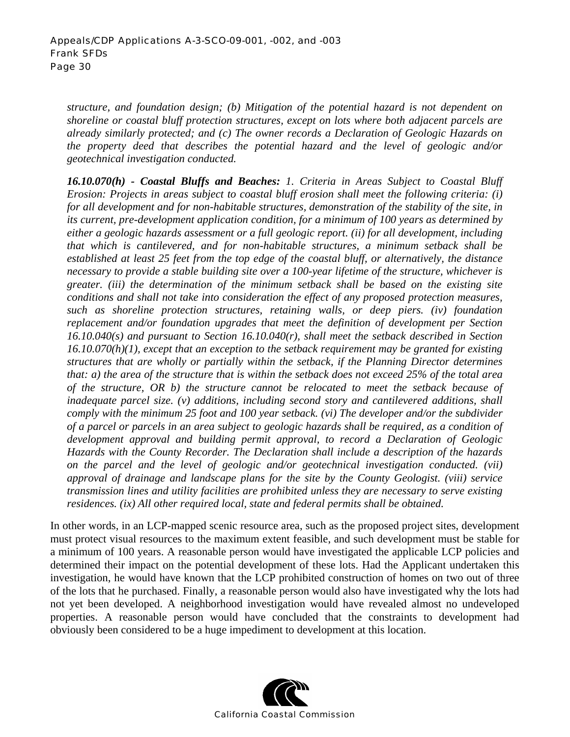*structure, and foundation design; (b) Mitigation of the potential hazard is not dependent on shoreline or coastal bluff protection structures, except on lots where both adjacent parcels are already similarly protected; and (c) The owner records a Declaration of Geologic Hazards on the property deed that describes the potential hazard and the level of geologic and/or geotechnical investigation conducted.*

***16.10.070(h) - Coastal Bluffs and Beaches:*** *1. Criteria in Areas Subject to Coastal Bluff Erosion: Projects in areas subject to coastal bluff erosion shall meet the following criteria: (i) for all development and for non-habitable structures, demonstration of the stability of the site, in its current, pre-development application condition, for a minimum of 100 years as determined by either a geologic hazards assessment or a full geologic report. (ii) for all development, including that which is cantilevered, and for non-habitable structures, a minimum setback shall be established at least 25 feet from the top edge of the coastal bluff, or alternatively, the distance necessary to provide a stable building site over a 100-year lifetime of the structure, whichever is greater. (iii) the determination of the minimum setback shall be based on the existing site conditions and shall not take into consideration the effect of any proposed protection measures, such as shoreline protection structures, retaining walls, or deep piers. (iv) foundation replacement and/or foundation upgrades that meet the definition of development per Section 16.10.040(s) and pursuant to Section 16.10.040(r), shall meet the setback described in Section 16.10.070(h)(1), except that an exception to the setback requirement may be granted for existing structures that are wholly or partially within the setback, if the Planning Director determines that: a) the area of the structure that is within the setback does not exceed 25% of the total area of the structure, OR b) the structure cannot be relocated to meet the setback because of inadequate parcel size. (v) additions, including second story and cantilevered additions, shall comply with the minimum 25 foot and 100 year setback. (vi) The developer and/or the subdivider of a parcel or parcels in an area subject to geologic hazards shall be required, as a condition of development approval and building permit approval, to record a Declaration of Geologic Hazards with the County Recorder. The Declaration shall include a description of the hazards on the parcel and the level of geologic and/or geotechnical investigation conducted. (vii) approval of drainage and landscape plans for the site by the County Geologist. (viii) service transmission lines and utility facilities are prohibited unless they are necessary to serve existing residences. (ix) All other required local, state and federal permits shall be obtained.*

In other words, in an LCP-mapped scenic resource area, such as the proposed project sites, development must protect visual resources to the maximum extent feasible, and such development must be stable for a minimum of 100 years. A reasonable person would have investigated the applicable LCP policies and determined their impact on the potential development of these lots. Had the Applicant undertaken this investigation, he would have known that the LCP prohibited construction of homes on two out of three of the lots that he purchased. Finally, a reasonable person would also have investigated why the lots had not yet been developed. A neighborhood investigation would have revealed almost no undeveloped properties. A reasonable person would have concluded that the constraints to development had obviously been considered to be a huge impediment to development at this location.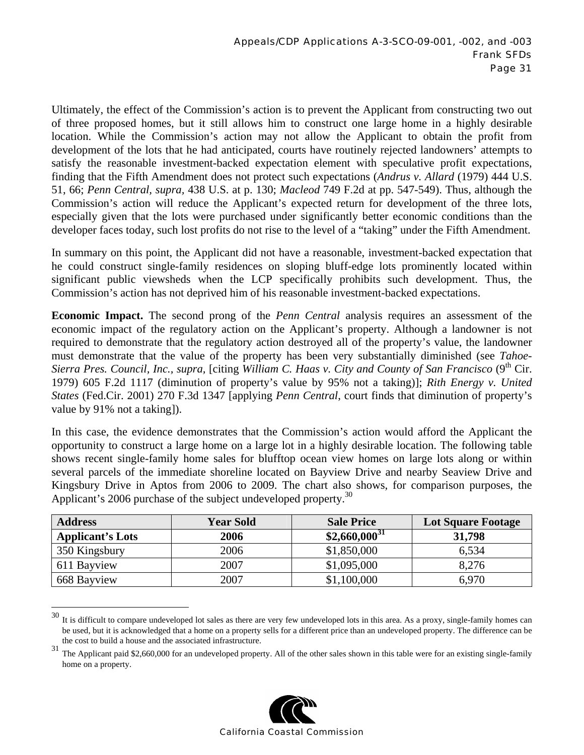Ultimately, the effect of the Commission's action is to prevent the Applicant from constructing two out of three proposed homes, but it still allows him to construct one large home in a highly desirable location. While the Commission's action may not allow the Applicant to obtain the profit from development of the lots that he had anticipated, courts have routinely rejected landowners' attempts to satisfy the reasonable investment-backed expectation element with speculative profit expectations, finding that the Fifth Amendment does not protect such expectations (*Andrus v. Allard* (1979) 444 U.S. 51, 66; *Penn Central*, *supra*, 438 U.S. at p. 130; *Macleod* 749 F.2d at pp. 547-549). Thus, although the Commission's action will reduce the Applicant's expected return for development of the three lots, especially given that the lots were purchased under significantly better economic conditions than the developer faces today, such lost profits do not rise to the level of a "taking" under the Fifth Amendment.

In summary on this point, the Applicant did not have a reasonable, investment-backed expectation that he could construct single-family residences on sloping bluff-edge lots prominently located within significant public viewsheds when the LCP specifically prohibits such development. Thus, the Commission's action has not deprived him of his reasonable investment-backed expectations.

**Economic Impact.** The second prong of the *Penn Central* analysis requires an assessment of the economic impact of the regulatory action on the Applicant's property. Although a landowner is not required to demonstrate that the regulatory action destroyed all of the property's value, the landowner must demonstrate that the value of the property has been very substantially diminished (see *Tahoe-Sierra Pres. Council, Inc.*, *supra*, [citing *William C. Haas v. City and County of San Francisco* (9th Cir. 1979) 605 F.2d 1117 (diminution of property's value by 95% not a taking)]; *Rith Energy v. United States* (Fed.Cir. 2001) 270 F.3d 1347 [applying *Penn Central*, court finds that diminution of property's value by 91% not a taking]).

In this case, the evidence demonstrates that the Commission's action would afford the Applicant the opportunity to construct a large home on a large lot in a highly desirable location. The following table shows recent single-family home sales for blufftop ocean view homes on large lots along or within several parcels of the immediate shoreline located on Bayview Drive and nearby Seaview Drive and Kingsbury Drive in Aptos from 2006 to 2009. The chart also shows, for comparison purposes, the Applicant's 2006 purchase of the subject undeveloped property.[30]

| Address | Year Sold | Sale Price | Lot Square Footage |
|---|---|---|---|
| **Applicant's Lots** | **2006** | **$2,660,000**[31] | **31,798** |
| 350 Kingsbury | 2006 | $1,850,000 | 6,534 |
| 611 Bayview | 2007 | $1,095,000 | 8,276 |
| 668 Bayview | 2007 | $1,100,000 | 6,970 |

[30] It is difficult to compare undeveloped lot sales as there are very few undeveloped lots in this area. As a proxy, single-family homes can be used, but it is acknowledged that a home on a property sells for a different price than an undeveloped property. The difference can be the cost to build a house and the associated infrastructure.

[31] The Applicant paid $2,660,000 for an undeveloped property. All of the other sales shown in this table were for an existing single-family home on a property.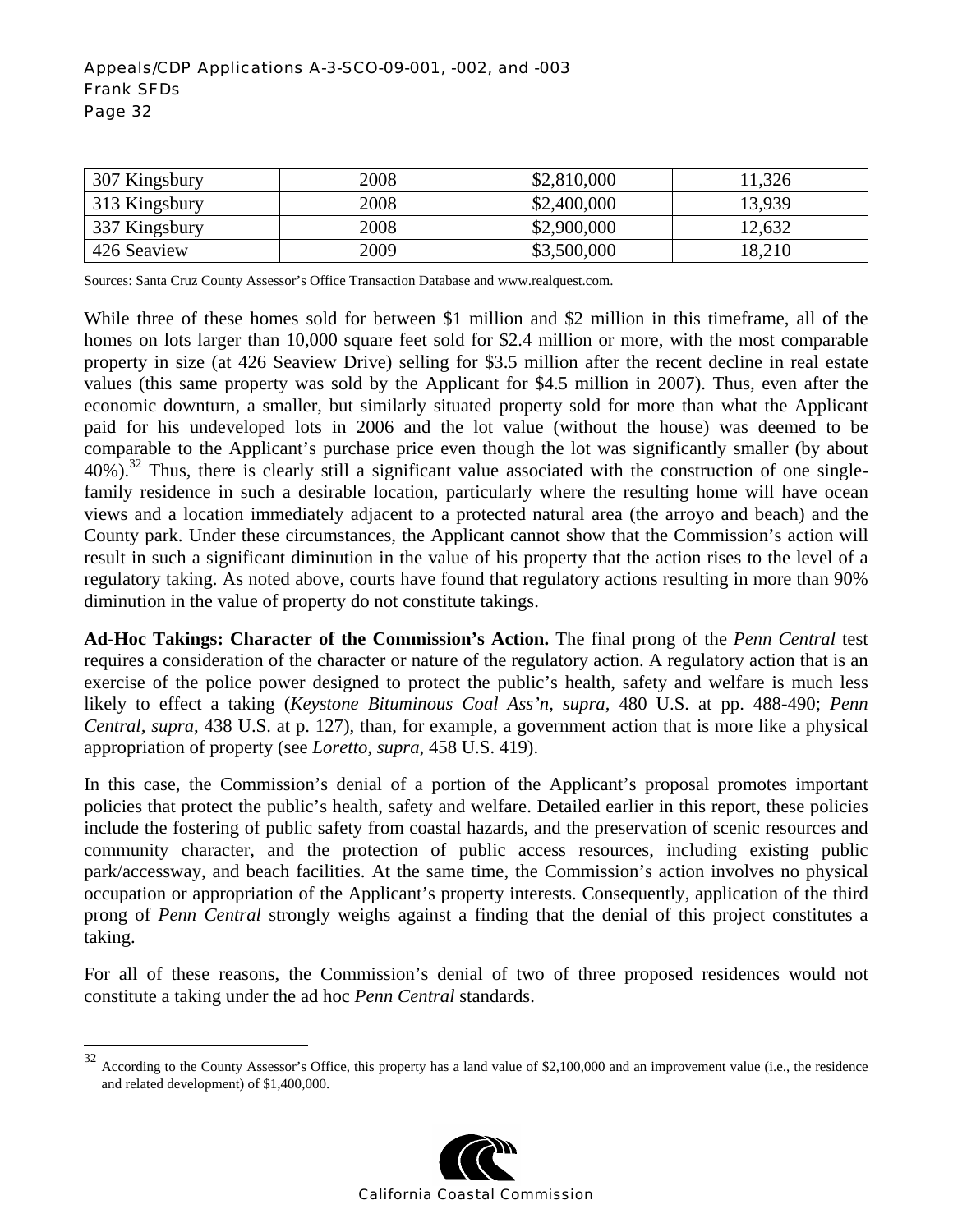| 307 Kingsbury | 2008 | $2,810,000 | 11,326 |
|---|---|---|---|
| 313 Kingsbury | 2008 | $2,400,000 | 13,939 |
| 337 Kingsbury | 2008 | $2,900,000 | 12,632 |
| 426 Seaview | 2009 | $3,500,000 | 18,210 |

Sources: Santa Cruz County Assessor's Office Transaction Database and www.realquest.com.

While three of these homes sold for between $1 million and $2 million in this timeframe, all of the homes on lots larger than 10,000 square feet sold for $2.4 million or more, with the most comparable property in size (at 426 Seaview Drive) selling for $3.5 million after the recent decline in real estate values (this same property was sold by the Applicant for $4.5 million in 2007). Thus, even after the economic downturn, a smaller, but similarly situated property sold for more than what the Applicant paid for his undeveloped lots in 2006 and the lot value (without the house) was deemed to be comparable to the Applicant's purchase price even though the lot was significantly smaller (by about 40%).[32] Thus, there is clearly still a significant value associated with the construction of one single-family residence in such a desirable location, particularly where the resulting home will have ocean views and a location immediately adjacent to a protected natural area (the arroyo and beach) and the County park. Under these circumstances, the Applicant cannot show that the Commission's action will result in such a significant diminution in the value of his property that the action rises to the level of a regulatory taking. As noted above, courts have found that regulatory actions resulting in more than 90% diminution in the value of property do not constitute takings.

**Ad-Hoc Takings: Character of the Commission's Action.** The final prong of the *Penn Central* test requires a consideration of the character or nature of the regulatory action. A regulatory action that is an exercise of the police power designed to protect the public's health, safety and welfare is much less likely to effect a taking (*Keystone Bituminous Coal Ass'n, supra*, 480 U.S. at pp. 488-490; *Penn Central, supra*, 438 U.S. at p. 127), than, for example, a government action that is more like a physical appropriation of property (see *Loretto, supra*, 458 U.S. 419).

In this case, the Commission's denial of a portion of the Applicant's proposal promotes important policies that protect the public's health, safety and welfare. Detailed earlier in this report, these policies include the fostering of public safety from coastal hazards, and the preservation of scenic resources and community character, and the protection of public access resources, including existing public park/accessway, and beach facilities. At the same time, the Commission's action involves no physical occupation or appropriation of the Applicant's property interests. Consequently, application of the third prong of *Penn Central* strongly weighs against a finding that the denial of this project constitutes a taking.

For all of these reasons, the Commission's denial of two of three proposed residences would not constitute a taking under the ad hoc *Penn Central* standards.

---

[32] According to the County Assessor's Office, this property has a land value of $2,100,000 and an improvement value (i.e., the residence and related development) of $1,400,000.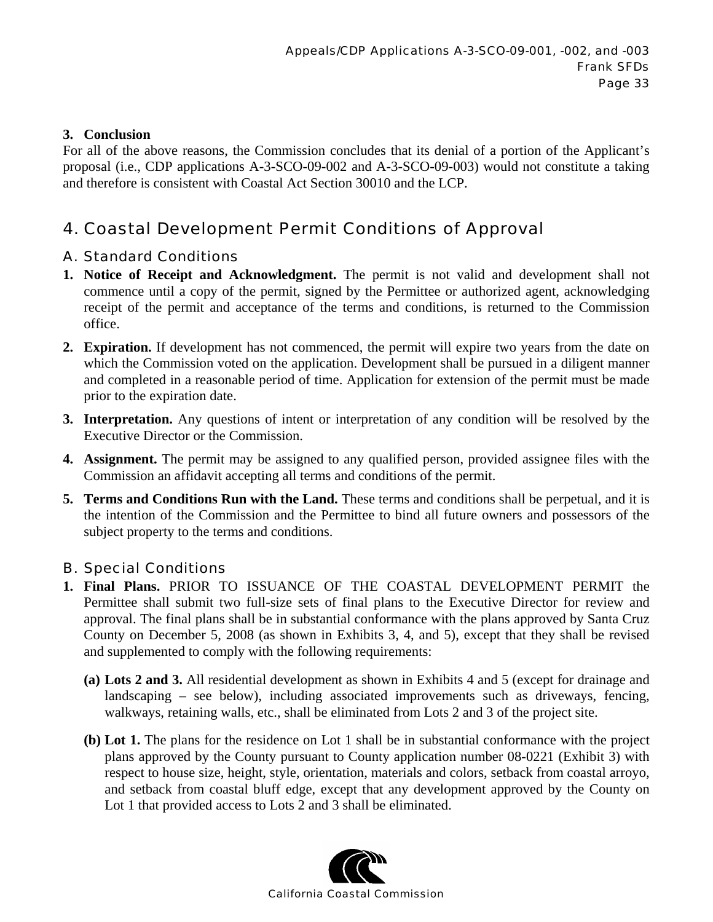### 3. Conclusion

For all of the above reasons, the Commission concludes that its denial of a portion of the Applicant's proposal (i.e., CDP applications A-3-SCO-09-002 and A-3-SCO-09-003) would not constitute a taking and therefore is consistent with Coastal Act Section 30010 and the LCP.

# 4. Coastal Development Permit Conditions of Approval

## A. Standard Conditions

1. **Notice of Receipt and Acknowledgment.** The permit is not valid and development shall not commence until a copy of the permit, signed by the Permittee or authorized agent, acknowledging receipt of the permit and acceptance of the terms and conditions, is returned to the Commission office.
2. **Expiration.** If development has not commenced, the permit will expire two years from the date on which the Commission voted on the application. Development shall be pursued in a diligent manner and completed in a reasonable period of time. Application for extension of the permit must be made prior to the expiration date.
3. **Interpretation.** Any questions of intent or interpretation of any condition will be resolved by the Executive Director or the Commission.
4. **Assignment.** The permit may be assigned to any qualified person, provided assignee files with the Commission an affidavit accepting all terms and conditions of the permit.
5. **Terms and Conditions Run with the Land.** These terms and conditions shall be perpetual, and it is the intention of the Commission and the Permittee to bind all future owners and possessors of the subject property to the terms and conditions.

## B. Special Conditions

1. **Final Plans.** PRIOR TO ISSUANCE OF THE COASTAL DEVELOPMENT PERMIT the Permittee shall submit two full-size sets of final plans to the Executive Director for review and approval. The final plans shall be in substantial conformance with the plans approved by Santa Cruz County on December 5, 2008 (as shown in Exhibits 3, 4, and 5), except that they shall be revised and supplemented to comply with the following requirements:

   **(a) Lots 2 and 3.** All residential development as shown in Exhibits 4 and 5 (except for drainage and landscaping – see below), including associated improvements such as driveways, fencing, walkways, retaining walls, etc., shall be eliminated from Lots 2 and 3 of the project site.

   **(b) Lot 1.** The plans for the residence on Lot 1 shall be in substantial conformance with the project plans approved by the County pursuant to County application number 08-0221 (Exhibit 3) with respect to house size, height, style, orientation, materials and colors, setback from coastal arroyo, and setback from coastal bluff edge, except that any development approved by the County on Lot 1 that provided access to Lots 2 and 3 shall be eliminated.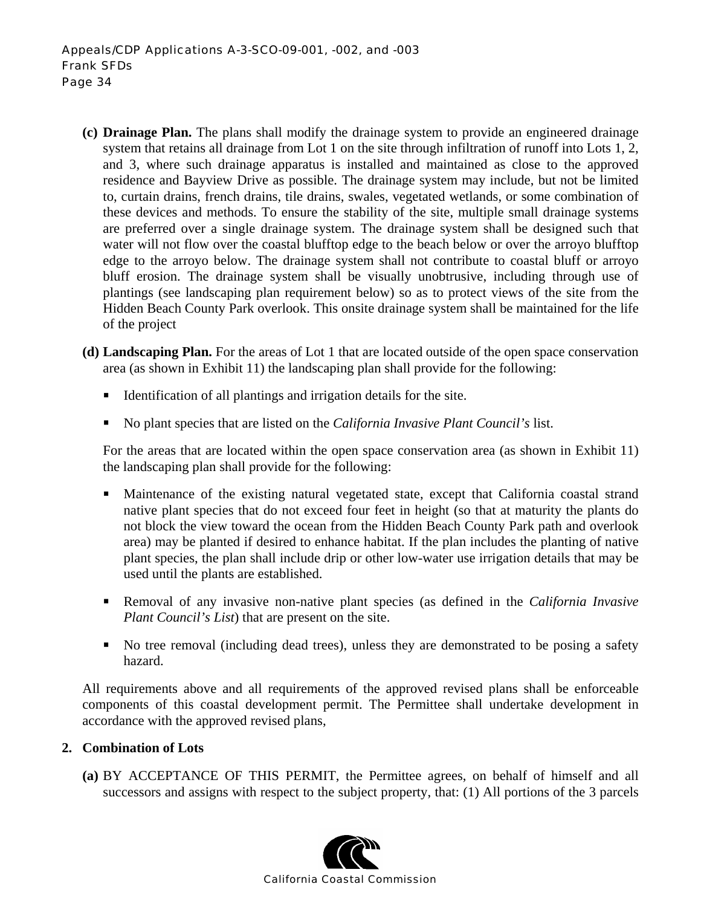**(c) Drainage Plan.** The plans shall modify the drainage system to provide an engineered drainage system that retains all drainage from Lot 1 on the site through infiltration of runoff into Lots 1, 2, and 3, where such drainage apparatus is installed and maintained as close to the approved residence and Bayview Drive as possible. The drainage system may include, but not be limited to, curtain drains, french drains, tile drains, swales, vegetated wetlands, or some combination of these devices and methods. To ensure the stability of the site, multiple small drainage systems are preferred over a single drainage system. The drainage system shall be designed such that water will not flow over the coastal blufftop edge to the beach below or over the arroyo blufftop edge to the arroyo below. The drainage system shall not contribute to coastal bluff or arroyo bluff erosion. The drainage system shall be visually unobtrusive, including through use of plantings (see landscaping plan requirement below) so as to protect views of the site from the Hidden Beach County Park overlook. This onsite drainage system shall be maintained for the life of the project

**(d) Landscaping Plan.** For the areas of Lot 1 that are located outside of the open space conservation area (as shown in Exhibit 11) the landscaping plan shall provide for the following:

- Identification of all plantings and irrigation details for the site.
- No plant species that are listed on the *California Invasive Plant Council's* list.

For the areas that are located within the open space conservation area (as shown in Exhibit 11) the landscaping plan shall provide for the following:

- Maintenance of the existing natural vegetated state, except that California coastal strand native plant species that do not exceed four feet in height (so that at maturity the plants do not block the view toward the ocean from the Hidden Beach County Park path and overlook area) may be planted if desired to enhance habitat. If the plan includes the planting of native plant species, the plan shall include drip or other low-water use irrigation details that may be used until the plants are established.
- Removal of any invasive non-native plant species (as defined in the *California Invasive Plant Council's List*) that are present on the site.
- No tree removal (including dead trees), unless they are demonstrated to be posing a safety hazard.

All requirements above and all requirements of the approved revised plans shall be enforceable components of this coastal development permit. The Permittee shall undertake development in accordance with the approved revised plans,

**2. Combination of Lots**

**(a)** BY ACCEPTANCE OF THIS PERMIT, the Permittee agrees, on behalf of himself and all successors and assigns with respect to the subject property, that: (1) All portions of the 3 parcels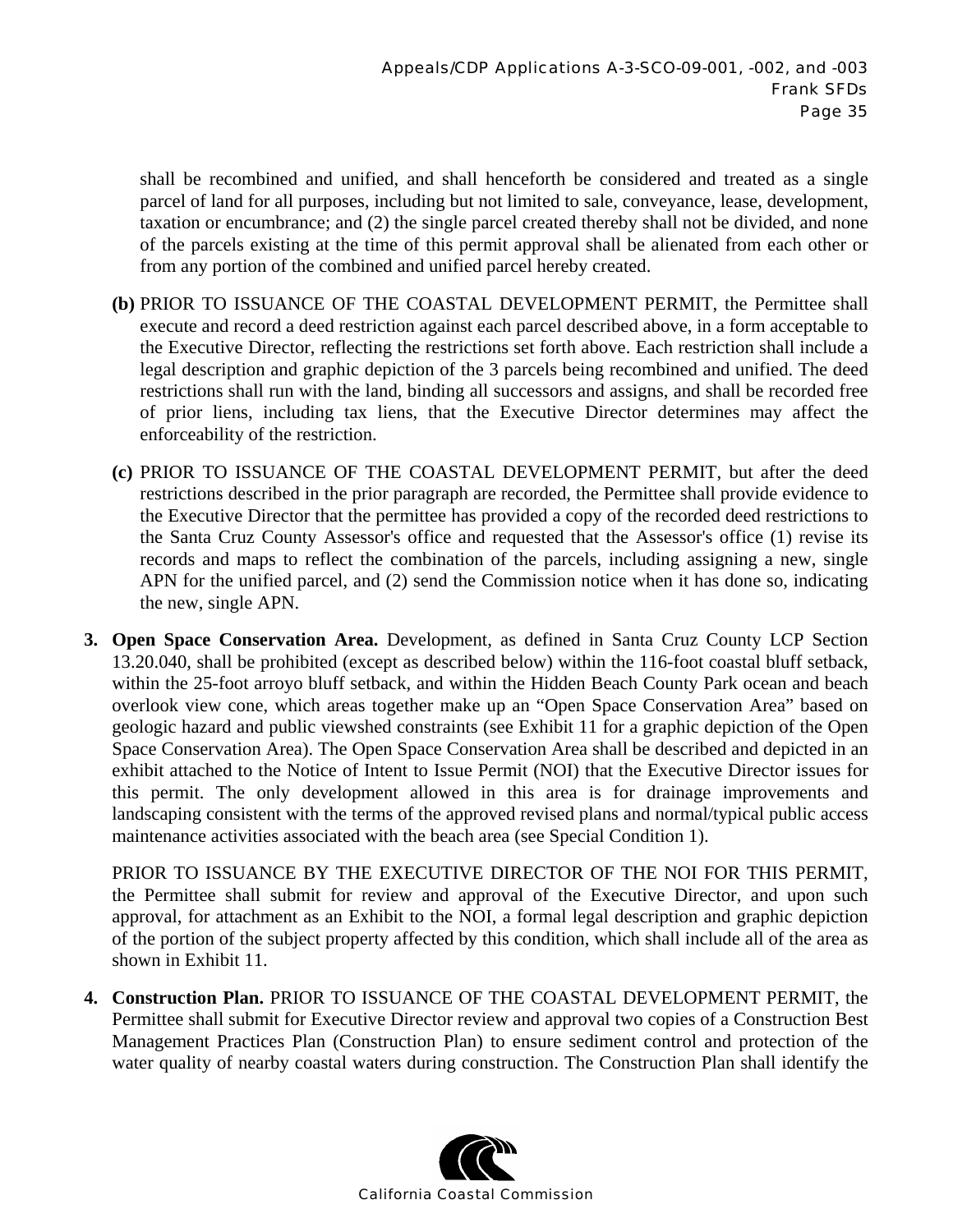shall be recombined and unified, and shall henceforth be considered and treated as a single parcel of land for all purposes, including but not limited to sale, conveyance, lease, development, taxation or encumbrance; and (2) the single parcel created thereby shall not be divided, and none of the parcels existing at the time of this permit approval shall be alienated from each other or from any portion of the combined and unified parcel hereby created.

**(b)** PRIOR TO ISSUANCE OF THE COASTAL DEVELOPMENT PERMIT, the Permittee shall execute and record a deed restriction against each parcel described above, in a form acceptable to the Executive Director, reflecting the restrictions set forth above. Each restriction shall include a legal description and graphic depiction of the 3 parcels being recombined and unified. The deed restrictions shall run with the land, binding all successors and assigns, and shall be recorded free of prior liens, including tax liens, that the Executive Director determines may affect the enforceability of the restriction.

**(c)** PRIOR TO ISSUANCE OF THE COASTAL DEVELOPMENT PERMIT, but after the deed restrictions described in the prior paragraph are recorded, the Permittee shall provide evidence to the Executive Director that the permittee has provided a copy of the recorded deed restrictions to the Santa Cruz County Assessor's office and requested that the Assessor's office (1) revise its records and maps to reflect the combination of the parcels, including assigning a new, single APN for the unified parcel, and (2) send the Commission notice when it has done so, indicating the new, single APN.

**3. Open Space Conservation Area.** Development, as defined in Santa Cruz County LCP Section 13.20.040, shall be prohibited (except as described below) within the 116-foot coastal bluff setback, within the 25-foot arroyo bluff setback, and within the Hidden Beach County Park ocean and beach overlook view cone, which areas together make up an "Open Space Conservation Area" based on geologic hazard and public viewshed constraints (see Exhibit 11 for a graphic depiction of the Open Space Conservation Area). The Open Space Conservation Area shall be described and depicted in an exhibit attached to the Notice of Intent to Issue Permit (NOI) that the Executive Director issues for this permit. The only development allowed in this area is for drainage improvements and landscaping consistent with the terms of the approved revised plans and normal/typical public access maintenance activities associated with the beach area (see Special Condition 1).

PRIOR TO ISSUANCE BY THE EXECUTIVE DIRECTOR OF THE NOI FOR THIS PERMIT, the Permittee shall submit for review and approval of the Executive Director, and upon such approval, for attachment as an Exhibit to the NOI, a formal legal description and graphic depiction of the portion of the subject property affected by this condition, which shall include all of the area as shown in Exhibit 11.

**4. Construction Plan.** PRIOR TO ISSUANCE OF THE COASTAL DEVELOPMENT PERMIT, the Permittee shall submit for Executive Director review and approval two copies of a Construction Best Management Practices Plan (Construction Plan) to ensure sediment control and protection of the water quality of nearby coastal waters during construction. The Construction Plan shall identify the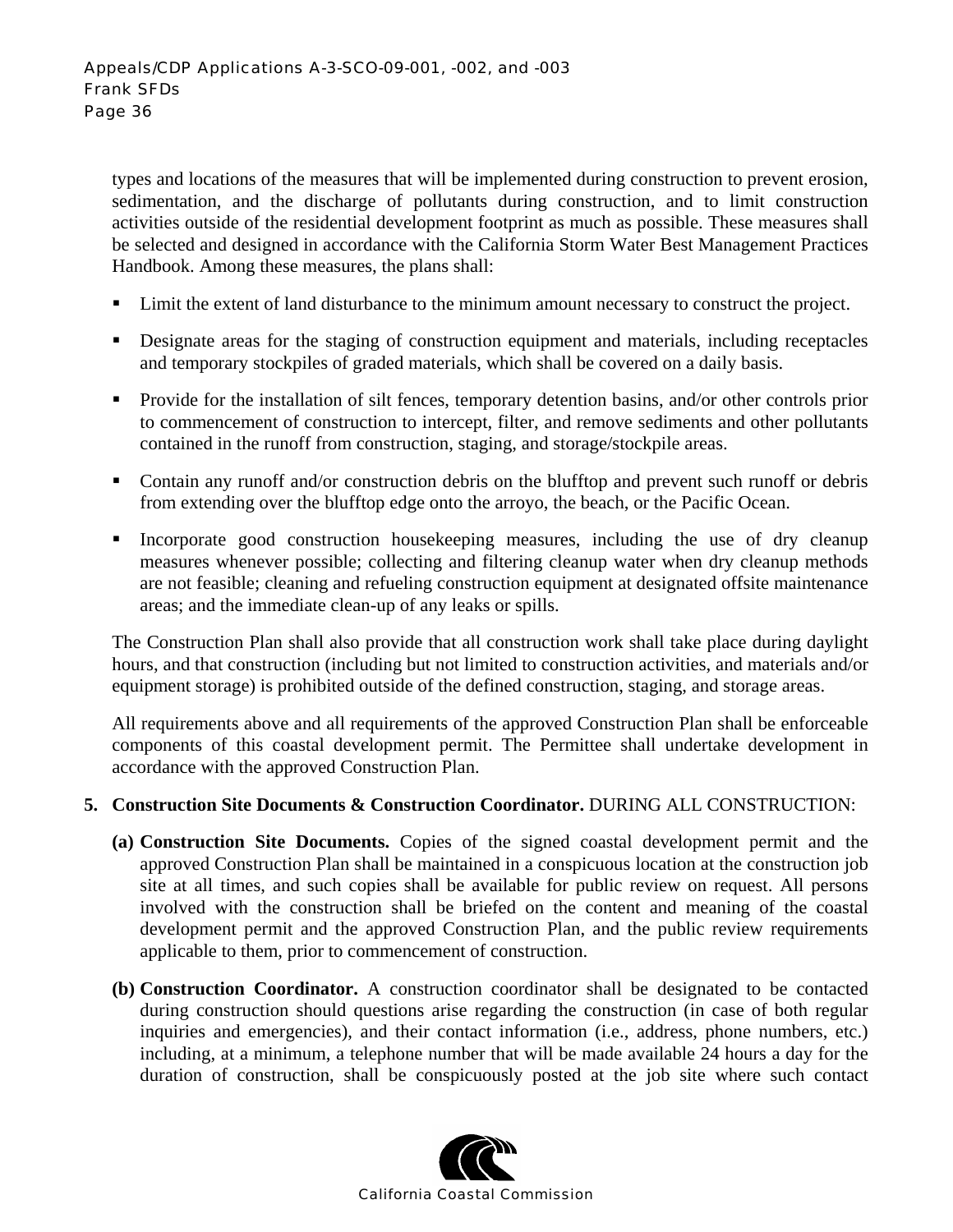types and locations of the measures that will be implemented during construction to prevent erosion, sedimentation, and the discharge of pollutants during construction, and to limit construction activities outside of the residential development footprint as much as possible. These measures shall be selected and designed in accordance with the California Storm Water Best Management Practices Handbook. Among these measures, the plans shall:

- Limit the extent of land disturbance to the minimum amount necessary to construct the project.
- Designate areas for the staging of construction equipment and materials, including receptacles and temporary stockpiles of graded materials, which shall be covered on a daily basis.
- Provide for the installation of silt fences, temporary detention basins, and/or other controls prior to commencement of construction to intercept, filter, and remove sediments and other pollutants contained in the runoff from construction, staging, and storage/stockpile areas.
- Contain any runoff and/or construction debris on the blufftop and prevent such runoff or debris from extending over the blufftop edge onto the arroyo, the beach, or the Pacific Ocean.
- Incorporate good construction housekeeping measures, including the use of dry cleanup measures whenever possible; collecting and filtering cleanup water when dry cleanup methods are not feasible; cleaning and refueling construction equipment at designated offsite maintenance areas; and the immediate clean-up of any leaks or spills.

The Construction Plan shall also provide that all construction work shall take place during daylight hours, and that construction (including but not limited to construction activities, and materials and/or equipment storage) is prohibited outside of the defined construction, staging, and storage areas.

All requirements above and all requirements of the approved Construction Plan shall be enforceable components of this coastal development permit. The Permittee shall undertake development in accordance with the approved Construction Plan.

**5. Construction Site Documents & Construction Coordinator.** DURING ALL CONSTRUCTION:

**(a) Construction Site Documents.** Copies of the signed coastal development permit and the approved Construction Plan shall be maintained in a conspicuous location at the construction job site at all times, and such copies shall be available for public review on request. All persons involved with the construction shall be briefed on the content and meaning of the coastal development permit and the approved Construction Plan, and the public review requirements applicable to them, prior to commencement of construction.

**(b) Construction Coordinator.** A construction coordinator shall be designated to be contacted during construction should questions arise regarding the construction (in case of both regular inquiries and emergencies), and their contact information (i.e., address, phone numbers, etc.) including, at a minimum, a telephone number that will be made available 24 hours a day for the duration of construction, shall be conspicuously posted at the job site where such contact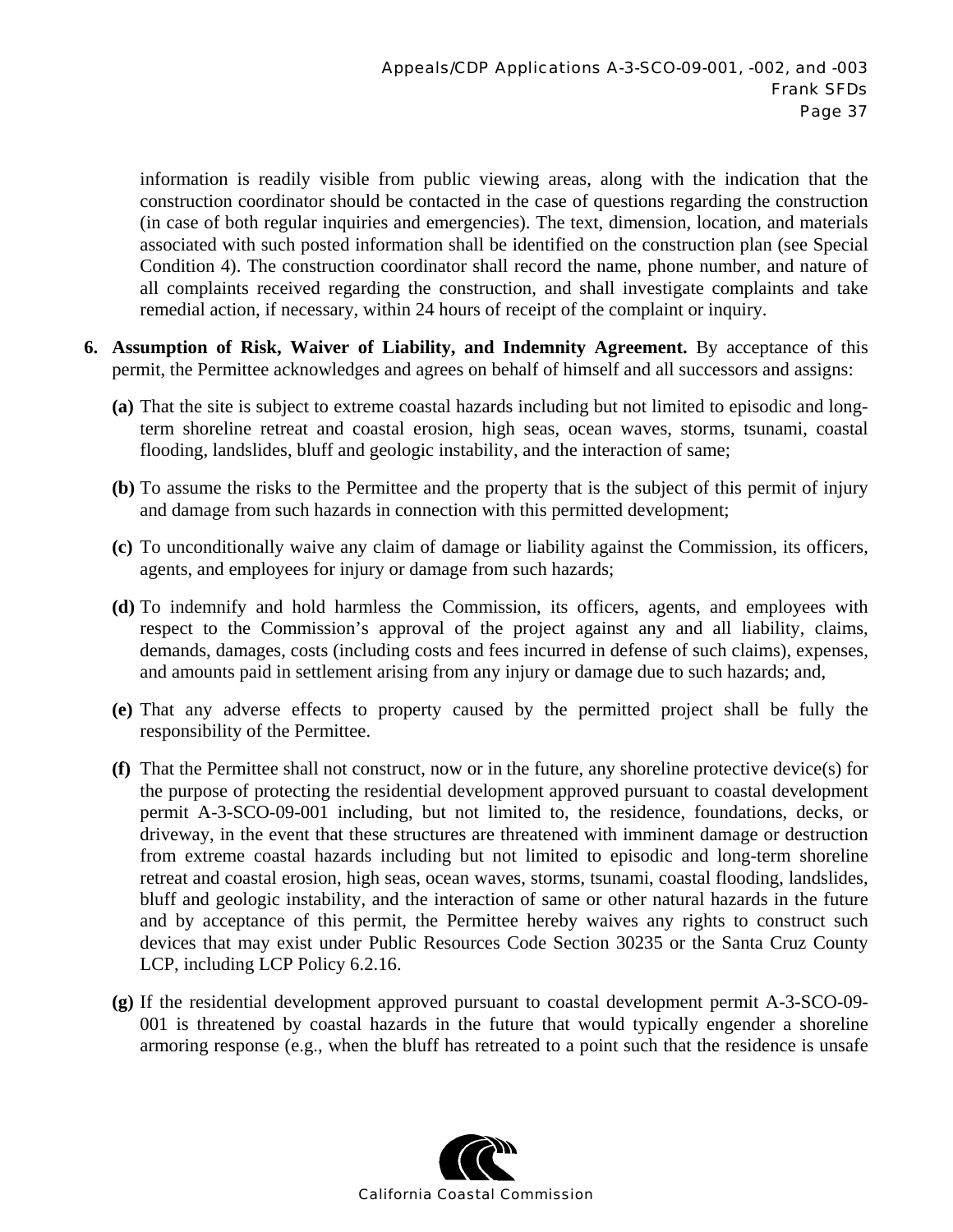information is readily visible from public viewing areas, along with the indication that the construction coordinator should be contacted in the case of questions regarding the construction (in case of both regular inquiries and emergencies). The text, dimension, location, and materials associated with such posted information shall be identified on the construction plan (see Special Condition 4). The construction coordinator shall record the name, phone number, and nature of all complaints received regarding the construction, and shall investigate complaints and take remedial action, if necessary, within 24 hours of receipt of the complaint or inquiry.

6. **Assumption of Risk, Waiver of Liability, and Indemnity Agreement.** By acceptance of this permit, the Permittee acknowledges and agrees on behalf of himself and all successors and assigns:

   **(a)** That the site is subject to extreme coastal hazards including but not limited to episodic and long-term shoreline retreat and coastal erosion, high seas, ocean waves, storms, tsunami, coastal flooding, landslides, bluff and geologic instability, and the interaction of same;

   **(b)** To assume the risks to the Permittee and the property that is the subject of this permit of injury and damage from such hazards in connection with this permitted development;

   **(c)** To unconditionally waive any claim of damage or liability against the Commission, its officers, agents, and employees for injury or damage from such hazards;

   **(d)** To indemnify and hold harmless the Commission, its officers, agents, and employees with respect to the Commission's approval of the project against any and all liability, claims, demands, damages, costs (including costs and fees incurred in defense of such claims), expenses, and amounts paid in settlement arising from any injury or damage due to such hazards; and,

   **(e)** That any adverse effects to property caused by the permitted project shall be fully the responsibility of the Permittee.

   **(f)** That the Permittee shall not construct, now or in the future, any shoreline protective device(s) for the purpose of protecting the residential development approved pursuant to coastal development permit A-3-SCO-09-001 including, but not limited to, the residence, foundations, decks, or driveway, in the event that these structures are threatened with imminent damage or destruction from extreme coastal hazards including but not limited to episodic and long-term shoreline retreat and coastal erosion, high seas, ocean waves, storms, tsunami, coastal flooding, landslides, bluff and geologic instability, and the interaction of same or other natural hazards in the future and by acceptance of this permit, the Permittee hereby waives any rights to construct such devices that may exist under Public Resources Code Section 30235 or the Santa Cruz County LCP, including LCP Policy 6.2.16.

   **(g)** If the residential development approved pursuant to coastal development permit A-3-SCO-09-001 is threatened by coastal hazards in the future that would typically engender a shoreline armoring response (e.g., when the bluff has retreated to a point such that the residence is unsafe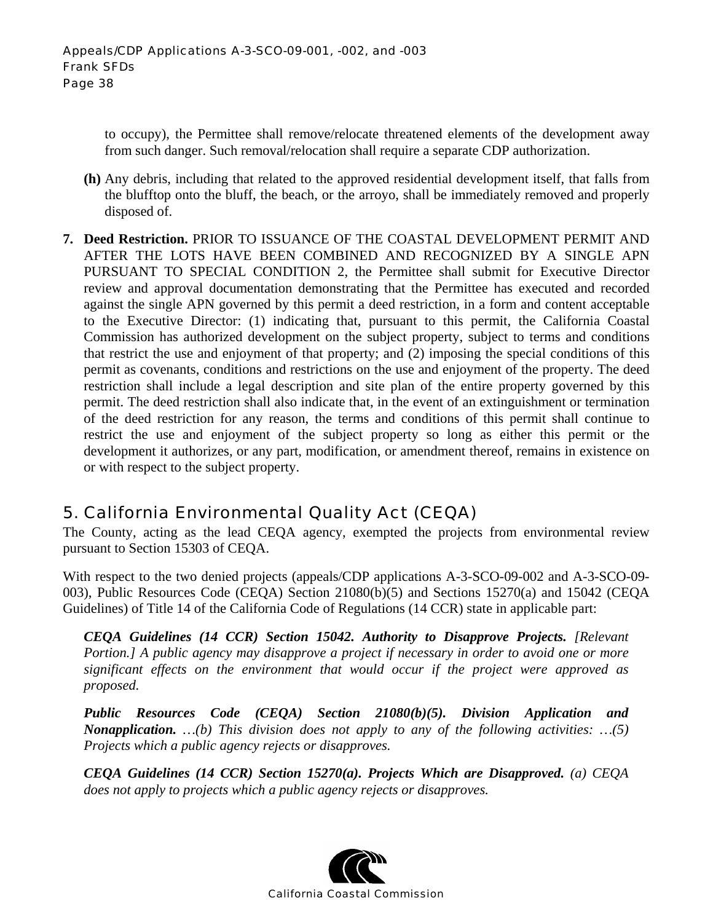to occupy), the Permittee shall remove/relocate threatened elements of the development away from such danger. Such removal/relocation shall require a separate CDP authorization.

**(h)** Any debris, including that related to the approved residential development itself, that falls from the blufftop onto the bluff, the beach, or the arroyo, shall be immediately removed and properly disposed of.

**7. Deed Restriction.** PRIOR TO ISSUANCE OF THE COASTAL DEVELOPMENT PERMIT AND AFTER THE LOTS HAVE BEEN COMBINED AND RECOGNIZED BY A SINGLE APN PURSUANT TO SPECIAL CONDITION 2, the Permittee shall submit for Executive Director review and approval documentation demonstrating that the Permittee has executed and recorded against the single APN governed by this permit a deed restriction, in a form and content acceptable to the Executive Director: (1) indicating that, pursuant to this permit, the California Coastal Commission has authorized development on the subject property, subject to terms and conditions that restrict the use and enjoyment of that property; and (2) imposing the special conditions of this permit as covenants, conditions and restrictions on the use and enjoyment of the property. The deed restriction shall include a legal description and site plan of the entire property governed by this permit. The deed restriction shall also indicate that, in the event of an extinguishment or termination of the deed restriction for any reason, the terms and conditions of this permit shall continue to restrict the use and enjoyment of the subject property so long as either this permit or the development it authorizes, or any part, modification, or amendment thereof, remains in existence on or with respect to the subject property.

## 5. California Environmental Quality Act (CEQA)

The County, acting as the lead CEQA agency, exempted the projects from environmental review pursuant to Section 15303 of CEQA.

With respect to the two denied projects (appeals/CDP applications A-3-SCO-09-002 and A-3-SCO-09-003), Public Resources Code (CEQA) Section 21080(b)(5) and Sections 15270(a) and 15042 (CEQA Guidelines) of Title 14 of the California Code of Regulations (14 CCR) state in applicable part:

> ***CEQA Guidelines (14 CCR) Section 15042. Authority to Disapprove Projects.*** *[Relevant Portion.] A public agency may disapprove a project if necessary in order to avoid one or more significant effects on the environment that would occur if the project were approved as proposed.*
>
> ***Public Resources Code (CEQA) Section 21080(b)(5). Division Application and Nonapplication.*** *…(b) This division does not apply to any of the following activities: …(5) Projects which a public agency rejects or disapproves.*
>
> ***CEQA Guidelines (14 CCR) Section 15270(a). Projects Which are Disapproved.*** *(a) CEQA does not apply to projects which a public agency rejects or disapproves.*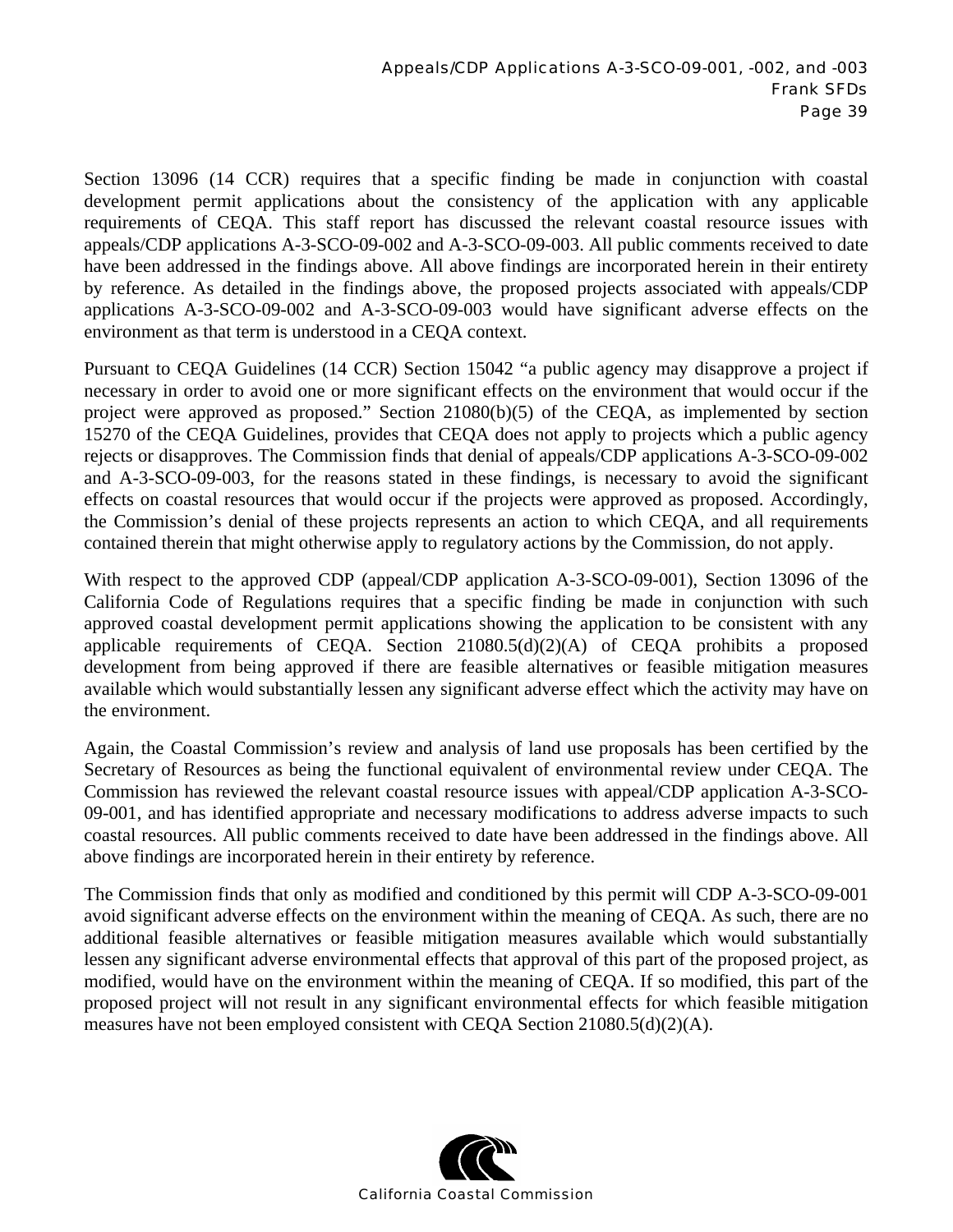Section 13096 (14 CCR) requires that a specific finding be made in conjunction with coastal development permit applications about the consistency of the application with any applicable requirements of CEQA. This staff report has discussed the relevant coastal resource issues with appeals/CDP applications A-3-SCO-09-002 and A-3-SCO-09-003. All public comments received to date have been addressed in the findings above. All above findings are incorporated herein in their entirety by reference. As detailed in the findings above, the proposed projects associated with appeals/CDP applications A-3-SCO-09-002 and A-3-SCO-09-003 would have significant adverse effects on the environment as that term is understood in a CEQA context.

Pursuant to CEQA Guidelines (14 CCR) Section 15042 "a public agency may disapprove a project if necessary in order to avoid one or more significant effects on the environment that would occur if the project were approved as proposed." Section 21080(b)(5) of the CEQA, as implemented by section 15270 of the CEQA Guidelines, provides that CEQA does not apply to projects which a public agency rejects or disapproves. The Commission finds that denial of appeals/CDP applications A-3-SCO-09-002 and A-3-SCO-09-003, for the reasons stated in these findings, is necessary to avoid the significant effects on coastal resources that would occur if the projects were approved as proposed. Accordingly, the Commission's denial of these projects represents an action to which CEQA, and all requirements contained therein that might otherwise apply to regulatory actions by the Commission, do not apply.

With respect to the approved CDP (appeal/CDP application A-3-SCO-09-001), Section 13096 of the California Code of Regulations requires that a specific finding be made in conjunction with such approved coastal development permit applications showing the application to be consistent with any applicable requirements of CEQA. Section 21080.5(d)(2)(A) of CEQA prohibits a proposed development from being approved if there are feasible alternatives or feasible mitigation measures available which would substantially lessen any significant adverse effect which the activity may have on the environment.

Again, the Coastal Commission's review and analysis of land use proposals has been certified by the Secretary of Resources as being the functional equivalent of environmental review under CEQA. The Commission has reviewed the relevant coastal resource issues with appeal/CDP application A-3-SCO-09-001, and has identified appropriate and necessary modifications to address adverse impacts to such coastal resources. All public comments received to date have been addressed in the findings above. All above findings are incorporated herein in their entirety by reference.

The Commission finds that only as modified and conditioned by this permit will CDP A-3-SCO-09-001 avoid significant adverse effects on the environment within the meaning of CEQA. As such, there are no additional feasible alternatives or feasible mitigation measures available which would substantially lessen any significant adverse environmental effects that approval of this part of the proposed project, as modified, would have on the environment within the meaning of CEQA. If so modified, this part of the proposed project will not result in any significant environmental effects for which feasible mitigation measures have not been employed consistent with CEQA Section 21080.5(d)(2)(A).